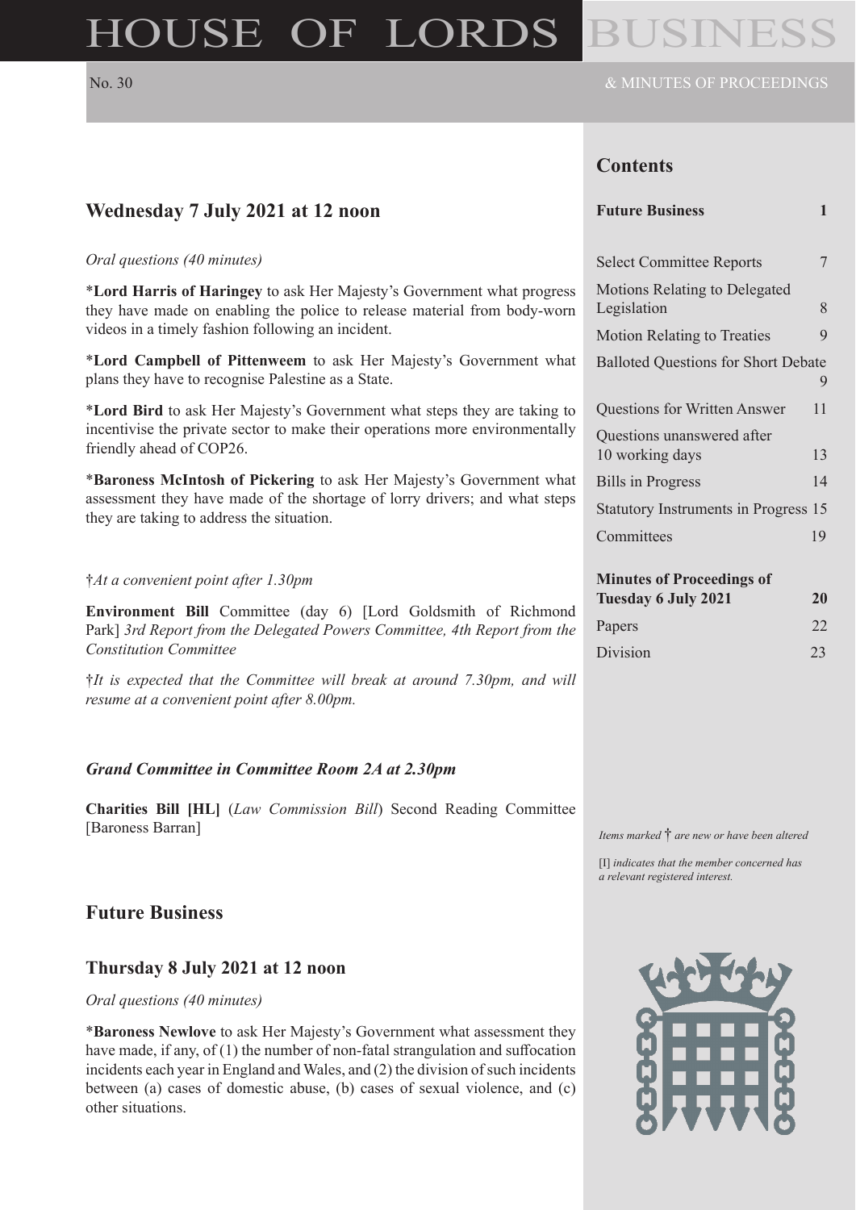# HOUSE OF LORDS BUSINESS

No. 30

& MINUTES OF PROCEEDINGS

## Contents

| | |
|---|---|
| **Future Business** | **1** |
| Select Committee Reports | 7 |
| Motions Relating to Delegated Legislation | 8 |
| Motion Relating to Treaties | 9 |
| Balloted Questions for Short Debate | 9 |
| Questions for Written Answer | 11 |
| Questions unanswered after 10 working days | 13 |
| Bills in Progress | 14 |
| Statutory Instruments in Progress | 15 |
| Committees | 19 |
| **Minutes of Proceedings of Tuesday 6 July 2021** | **20** |
| Papers | 22 |
| Division | 23 |

*Items marked* † *are new or have been altered*

[I] *indicates that the member concerned has a relevant registered interest.*

## Wednesday 7 July 2021 at 12 noon

*Oral questions (40 minutes)*

\***Lord Harris of Haringey** to ask Her Majesty's Government what progress they have made on enabling the police to release material from body-worn videos in a timely fashion following an incident.

\***Lord Campbell of Pittenweem** to ask Her Majesty's Government what plans they have to recognise Palestine as a State.

\***Lord Bird** to ask Her Majesty's Government what steps they are taking to incentivise the private sector to make their operations more environmentally friendly ahead of COP26.

\***Baroness McIntosh of Pickering** to ask Her Majesty's Government what assessment they have made of the shortage of lorry drivers; and what steps they are taking to address the situation.

†*At a convenient point after 1.30pm*

**Environment Bill** Committee (day 6) [Lord Goldsmith of Richmond Park] *3rd Report from the Delegated Powers Committee, 4th Report from the Constitution Committee*

†*It is expected that the Committee will break at around 7.30pm, and will resume at a convenient point after 8.00pm.*

### *Grand Committee in Committee Room 2A at 2.30pm*

**Charities Bill [HL]** (*Law Commission Bill*) Second Reading Committee [Baroness Barran]

## Future Business

## Thursday 8 July 2021 at 12 noon

*Oral questions (40 minutes)*

\***Baroness Newlove** to ask Her Majesty's Government what assessment they have made, if any, of (1) the number of non-fatal strangulation and suffocation incidents each year in England and Wales, and (2) the division of such incidents between (a) cases of domestic abuse, (b) cases of sexual violence, and (c) other situations.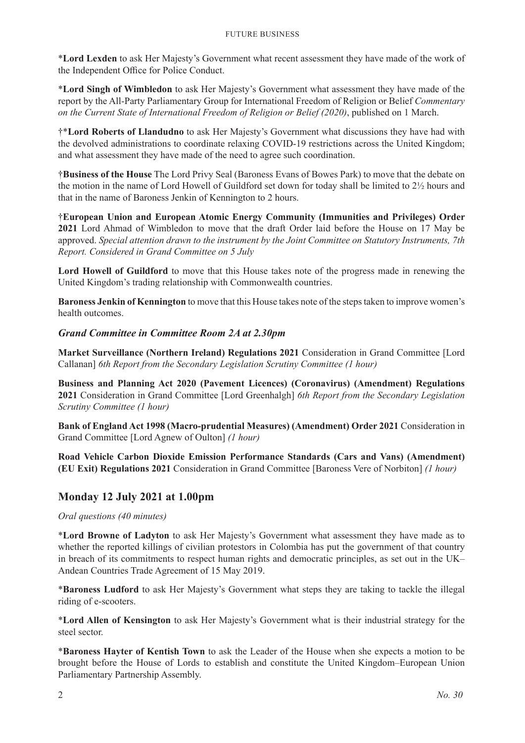\***Lord Lexden** to ask Her Majesty's Government what recent assessment they have made of the work of the Independent Office for Police Conduct.

\***Lord Singh of Wimbledon** to ask Her Majesty's Government what assessment they have made of the report by the All-Party Parliamentary Group for International Freedom of Religion or Belief *Commentary on the Current State of International Freedom of Religion or Belief (2020)*, published on 1 March.

†\***Lord Roberts of Llandudno** to ask Her Majesty's Government what discussions they have had with the devolved administrations to coordinate relaxing COVID-19 restrictions across the United Kingdom; and what assessment they have made of the need to agree such coordination.

†**Business of the House** The Lord Privy Seal (Baroness Evans of Bowes Park) to move that the debate on the motion in the name of Lord Howell of Guildford set down for today shall be limited to 2½ hours and that in the name of Baroness Jenkin of Kennington to 2 hours.

†**European Union and European Atomic Energy Community (Immunities and Privileges) Order 2021** Lord Ahmad of Wimbledon to move that the draft Order laid before the House on 17 May be approved. *Special attention drawn to the instrument by the Joint Committee on Statutory Instruments, 7th Report. Considered in Grand Committee on 5 July*

**Lord Howell of Guildford** to move that this House takes note of the progress made in renewing the United Kingdom's trading relationship with Commonwealth countries.

**Baroness Jenkin of Kennington** to move that this House takes note of the steps taken to improve women's health outcomes.

### *Grand Committee in Committee Room 2A at 2.30pm*

**Market Surveillance (Northern Ireland) Regulations 2021** Consideration in Grand Committee [Lord Callanan] *6th Report from the Secondary Legislation Scrutiny Committee (1 hour)*

**Business and Planning Act 2020 (Pavement Licences) (Coronavirus) (Amendment) Regulations 2021** Consideration in Grand Committee [Lord Greenhalgh] *6th Report from the Secondary Legislation Scrutiny Committee (1 hour)*

**Bank of England Act 1998 (Macro-prudential Measures) (Amendment) Order 2021** Consideration in Grand Committee [Lord Agnew of Oulton] *(1 hour)*

**Road Vehicle Carbon Dioxide Emission Performance Standards (Cars and Vans) (Amendment) (EU Exit) Regulations 2021** Consideration in Grand Committee [Baroness Vere of Norbiton] *(1 hour)*

## Monday 12 July 2021 at 1.00pm

*Oral questions (40 minutes)*

\***Lord Browne of Ladyton** to ask Her Majesty's Government what assessment they have made as to whether the reported killings of civilian protestors in Colombia has put the government of that country in breach of its commitments to respect human rights and democratic principles, as set out in the UK–Andean Countries Trade Agreement of 15 May 2019.

\***Baroness Ludford** to ask Her Majesty's Government what steps they are taking to tackle the illegal riding of e-scooters.

\***Lord Allen of Kensington** to ask Her Majesty's Government what is their industrial strategy for the steel sector.

\***Baroness Hayter of Kentish Town** to ask the Leader of the House when she expects a motion to be brought before the House of Lords to establish and constitute the United Kingdom–European Union Parliamentary Partnership Assembly.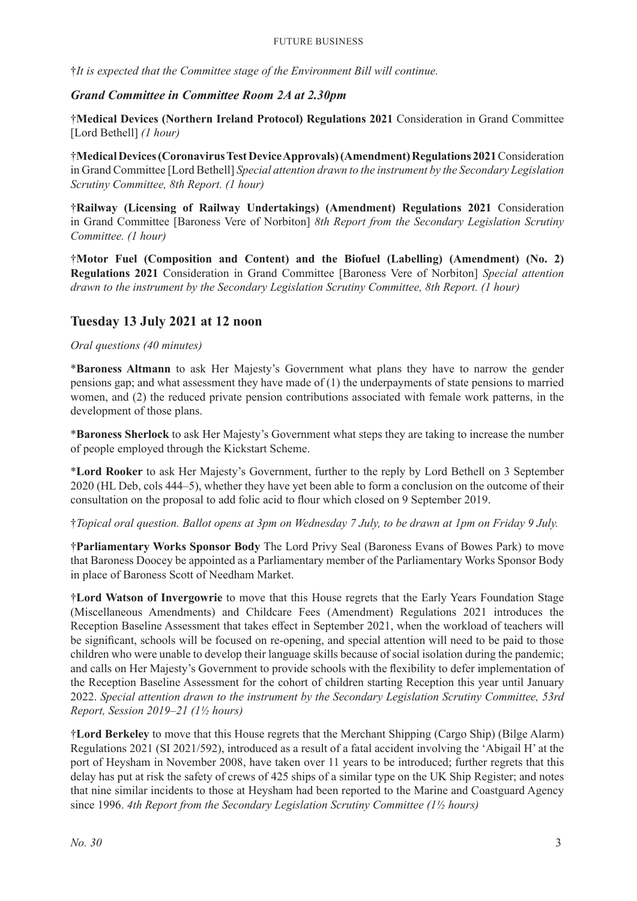†*It is expected that the Committee stage of the Environment Bill will continue.*

### *Grand Committee in Committee Room 2A at 2.30pm*

†**Medical Devices (Northern Ireland Protocol) Regulations 2021** Consideration in Grand Committee [Lord Bethell] *(1 hour)*

†**Medical Devices (Coronavirus Test Device Approvals) (Amendment) Regulations 2021** Consideration in Grand Committee [Lord Bethell] *Special attention drawn to the instrument by the Secondary Legislation Scrutiny Committee, 8th Report. (1 hour)*

†**Railway (Licensing of Railway Undertakings) (Amendment) Regulations 2021** Consideration in Grand Committee [Baroness Vere of Norbiton] *8th Report from the Secondary Legislation Scrutiny Committee. (1 hour)*

†**Motor Fuel (Composition and Content) and the Biofuel (Labelling) (Amendment) (No. 2) Regulations 2021** Consideration in Grand Committee [Baroness Vere of Norbiton] *Special attention drawn to the instrument by the Secondary Legislation Scrutiny Committee, 8th Report. (1 hour)*

## Tuesday 13 July 2021 at 12 noon

*Oral questions (40 minutes)*

\***Baroness Altmann** to ask Her Majesty's Government what plans they have to narrow the gender pensions gap; and what assessment they have made of (1) the underpayments of state pensions to married women, and (2) the reduced private pension contributions associated with female work patterns, in the development of those plans.

\***Baroness Sherlock** to ask Her Majesty's Government what steps they are taking to increase the number of people employed through the Kickstart Scheme.

\***Lord Rooker** to ask Her Majesty's Government, further to the reply by Lord Bethell on 3 September 2020 (HL Deb, cols 444–5), whether they have yet been able to form a conclusion on the outcome of their consultation on the proposal to add folic acid to flour which closed on 9 September 2019.

†*Topical oral question. Ballot opens at 3pm on Wednesday 7 July, to be drawn at 1pm on Friday 9 July.*

†**Parliamentary Works Sponsor Body** The Lord Privy Seal (Baroness Evans of Bowes Park) to move that Baroness Doocey be appointed as a Parliamentary member of the Parliamentary Works Sponsor Body in place of Baroness Scott of Needham Market.

†**Lord Watson of Invergowrie** to move that this House regrets that the Early Years Foundation Stage (Miscellaneous Amendments) and Childcare Fees (Amendment) Regulations 2021 introduces the Reception Baseline Assessment that takes effect in September 2021, when the workload of teachers will be significant, schools will be focused on re-opening, and special attention will need to be paid to those children who were unable to develop their language skills because of social isolation during the pandemic; and calls on Her Majesty's Government to provide schools with the flexibility to defer implementation of the Reception Baseline Assessment for the cohort of children starting Reception this year until January 2022. *Special attention drawn to the instrument by the Secondary Legislation Scrutiny Committee, 53rd Report, Session 2019–21 (1½ hours)*

†**Lord Berkeley** to move that this House regrets that the Merchant Shipping (Cargo Ship) (Bilge Alarm) Regulations 2021 (SI 2021/592), introduced as a result of a fatal accident involving the 'Abigail H' at the port of Heysham in November 2008, have taken over 11 years to be introduced; further regrets that this delay has put at risk the safety of crews of 425 ships of a similar type on the UK Ship Register; and notes that nine similar incidents to those at Heysham had been reported to the Marine and Coastguard Agency since 1996. *4th Report from the Secondary Legislation Scrutiny Committee (1½ hours)*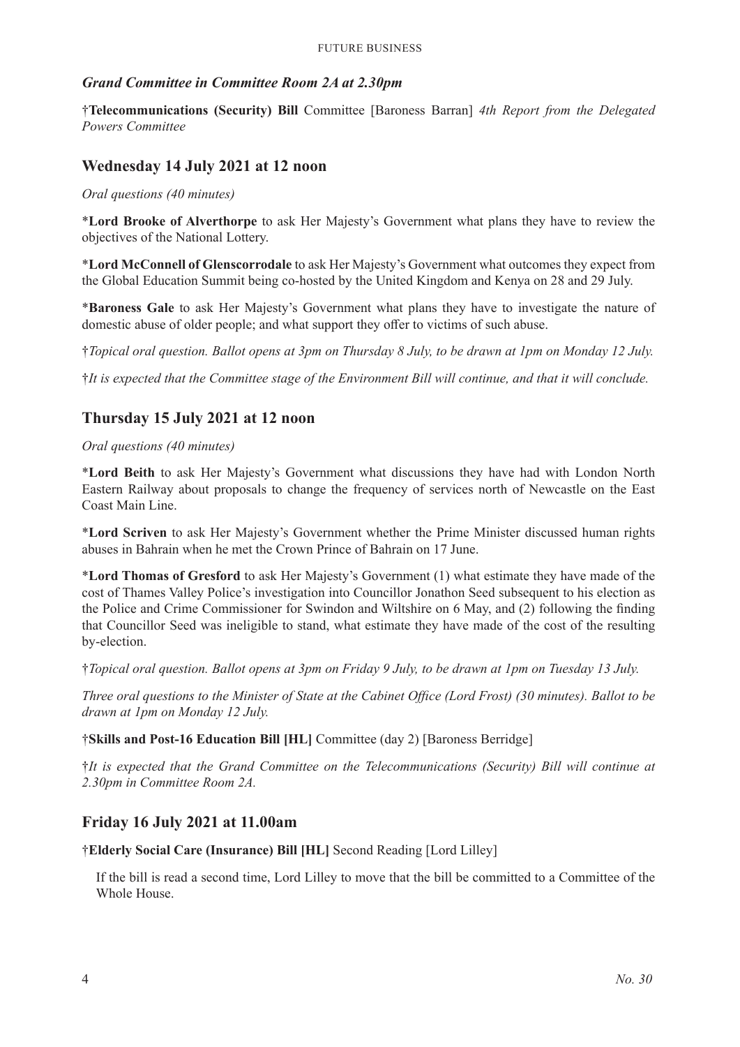### *Grand Committee in Committee Room 2A at 2.30pm*

†**Telecommunications (Security) Bill** Committee [Baroness Barran] *4th Report from the Delegated Powers Committee*

## Wednesday 14 July 2021 at 12 noon

*Oral questions (40 minutes)*

*__Lord Brooke of Alverthorpe__ to ask Her Majesty's Government what plans they have to review the objectives of the National Lottery.

*__Lord McConnell of Glenscorrodale__ to ask Her Majesty's Government what outcomes they expect from the Global Education Summit being co-hosted by the United Kingdom and Kenya on 28 and 29 July.

*__Baroness Gale__ to ask Her Majesty's Government what plans they have to investigate the nature of domestic abuse of older people; and what support they offer to victims of such abuse.

†*Topical oral question. Ballot opens at 3pm on Thursday 8 July, to be drawn at 1pm on Monday 12 July.*

†*It is expected that the Committee stage of the Environment Bill will continue, and that it will conclude.*

## Thursday 15 July 2021 at 12 noon

*Oral questions (40 minutes)*

*__Lord Beith__ to ask Her Majesty's Government what discussions they have had with London North Eastern Railway about proposals to change the frequency of services north of Newcastle on the East Coast Main Line.

*__Lord Scriven__ to ask Her Majesty's Government whether the Prime Minister discussed human rights abuses in Bahrain when he met the Crown Prince of Bahrain on 17 June.

*__Lord Thomas of Gresford__ to ask Her Majesty's Government (1) what estimate they have made of the cost of Thames Valley Police's investigation into Councillor Jonathon Seed subsequent to his election as the Police and Crime Commissioner for Swindon and Wiltshire on 6 May, and (2) following the finding that Councillor Seed was ineligible to stand, what estimate they have made of the cost of the resulting by-election.

†*Topical oral question. Ballot opens at 3pm on Friday 9 July, to be drawn at 1pm on Tuesday 13 July.*

*Three oral questions to the Minister of State at the Cabinet Office (Lord Frost) (30 minutes). Ballot to be drawn at 1pm on Monday 12 July.*

†**Skills and Post-16 Education Bill [HL]** Committee (day 2) [Baroness Berridge]

†*It is expected that the Grand Committee on the Telecommunications (Security) Bill will continue at 2.30pm in Committee Room 2A.*

## Friday 16 July 2021 at 11.00am

†**Elderly Social Care (Insurance) Bill [HL]** Second Reading [Lord Lilley]

If the bill is read a second time, Lord Lilley to move that the bill be committed to a Committee of the Whole House.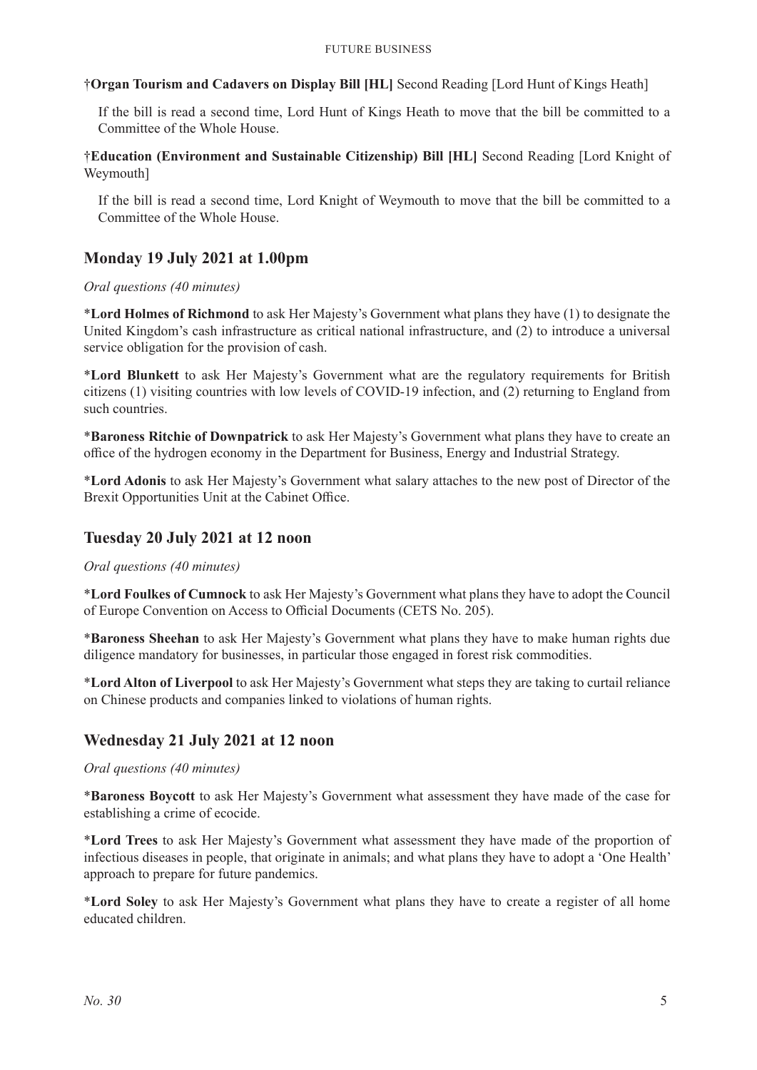**†Organ Tourism and Cadavers on Display Bill [HL]** Second Reading [Lord Hunt of Kings Heath]

If the bill is read a second time, Lord Hunt of Kings Heath to move that the bill be committed to a Committee of the Whole House.

**†Education (Environment and Sustainable Citizenship) Bill [HL]** Second Reading [Lord Knight of Weymouth]

If the bill is read a second time, Lord Knight of Weymouth to move that the bill be committed to a Committee of the Whole House.

## Monday 19 July 2021 at 1.00pm

*Oral questions (40 minutes)*

***Lord Holmes of Richmond** to ask Her Majesty's Government what plans they have (1) to designate the United Kingdom's cash infrastructure as critical national infrastructure, and (2) to introduce a universal service obligation for the provision of cash.

***Lord Blunkett** to ask Her Majesty's Government what are the regulatory requirements for British citizens (1) visiting countries with low levels of COVID-19 infection, and (2) returning to England from such countries.

***Baroness Ritchie of Downpatrick** to ask Her Majesty's Government what plans they have to create an office of the hydrogen economy in the Department for Business, Energy and Industrial Strategy.

***Lord Adonis** to ask Her Majesty's Government what salary attaches to the new post of Director of the Brexit Opportunities Unit at the Cabinet Office.

## Tuesday 20 July 2021 at 12 noon

*Oral questions (40 minutes)*

***Lord Foulkes of Cumnock** to ask Her Majesty's Government what plans they have to adopt the Council of Europe Convention on Access to Official Documents (CETS No. 205).

***Baroness Sheehan** to ask Her Majesty's Government what plans they have to make human rights due diligence mandatory for businesses, in particular those engaged in forest risk commodities.

***Lord Alton of Liverpool** to ask Her Majesty's Government what steps they are taking to curtail reliance on Chinese products and companies linked to violations of human rights.

## Wednesday 21 July 2021 at 12 noon

*Oral questions (40 minutes)*

***Baroness Boycott** to ask Her Majesty's Government what assessment they have made of the case for establishing a crime of ecocide.

***Lord Trees** to ask Her Majesty's Government what assessment they have made of the proportion of infectious diseases in people, that originate in animals; and what plans they have to adopt a 'One Health' approach to prepare for future pandemics.

***Lord Soley** to ask Her Majesty's Government what plans they have to create a register of all home educated children.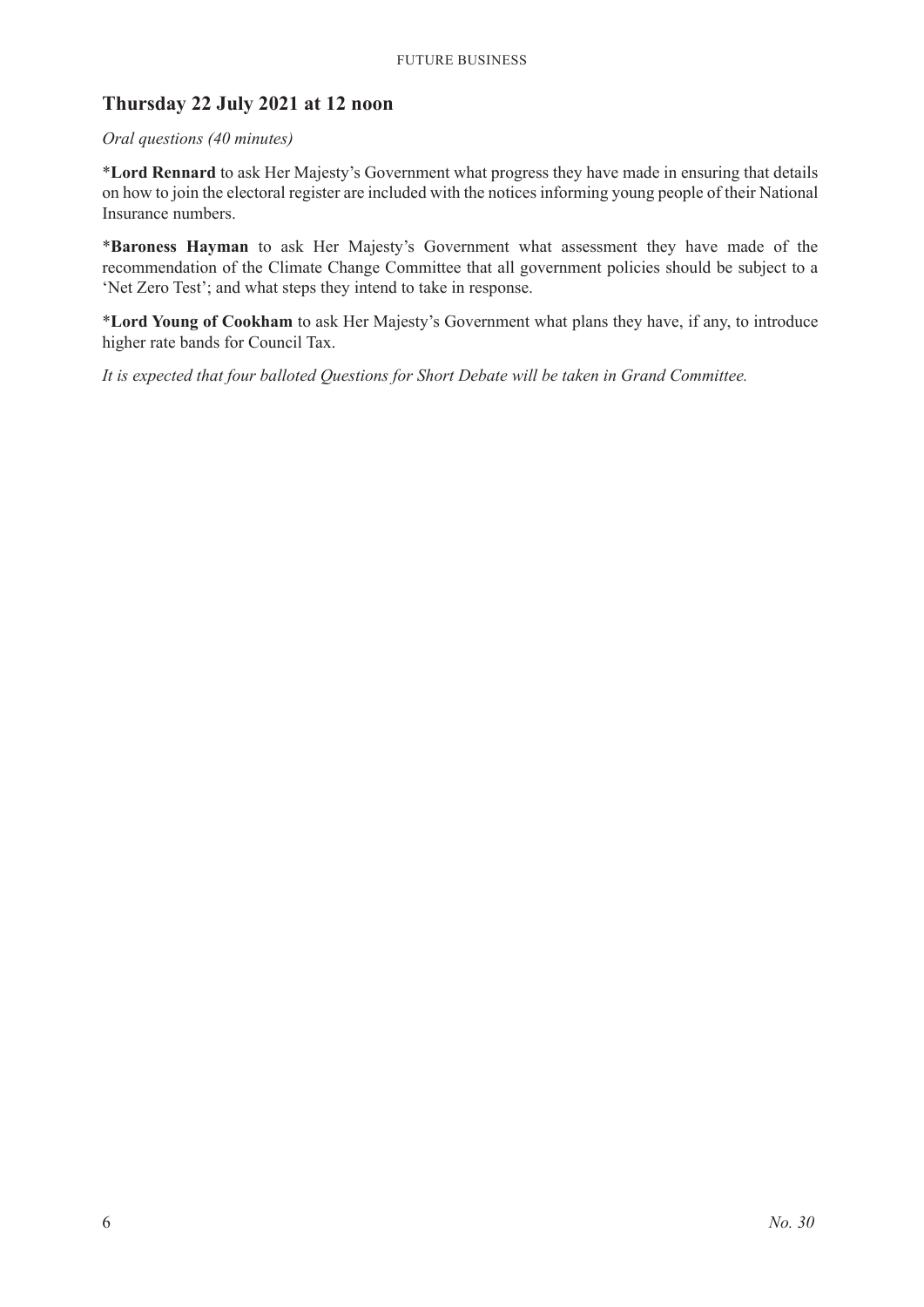## Thursday 22 July 2021 at 12 noon

*Oral questions (40 minutes)*

*__Lord Rennard__ to ask Her Majesty's Government what progress they have made in ensuring that details on how to join the electoral register are included with the notices informing young people of their National Insurance numbers.

*__Baroness Hayman__ to ask Her Majesty's Government what assessment they have made of the recommendation of the Climate Change Committee that all government policies should be subject to a 'Net Zero Test'; and what steps they intend to take in response.

*__Lord Young of Cookham__ to ask Her Majesty's Government what plans they have, if any, to introduce higher rate bands for Council Tax.

*It is expected that four balloted Questions for Short Debate will be taken in Grand Committee.*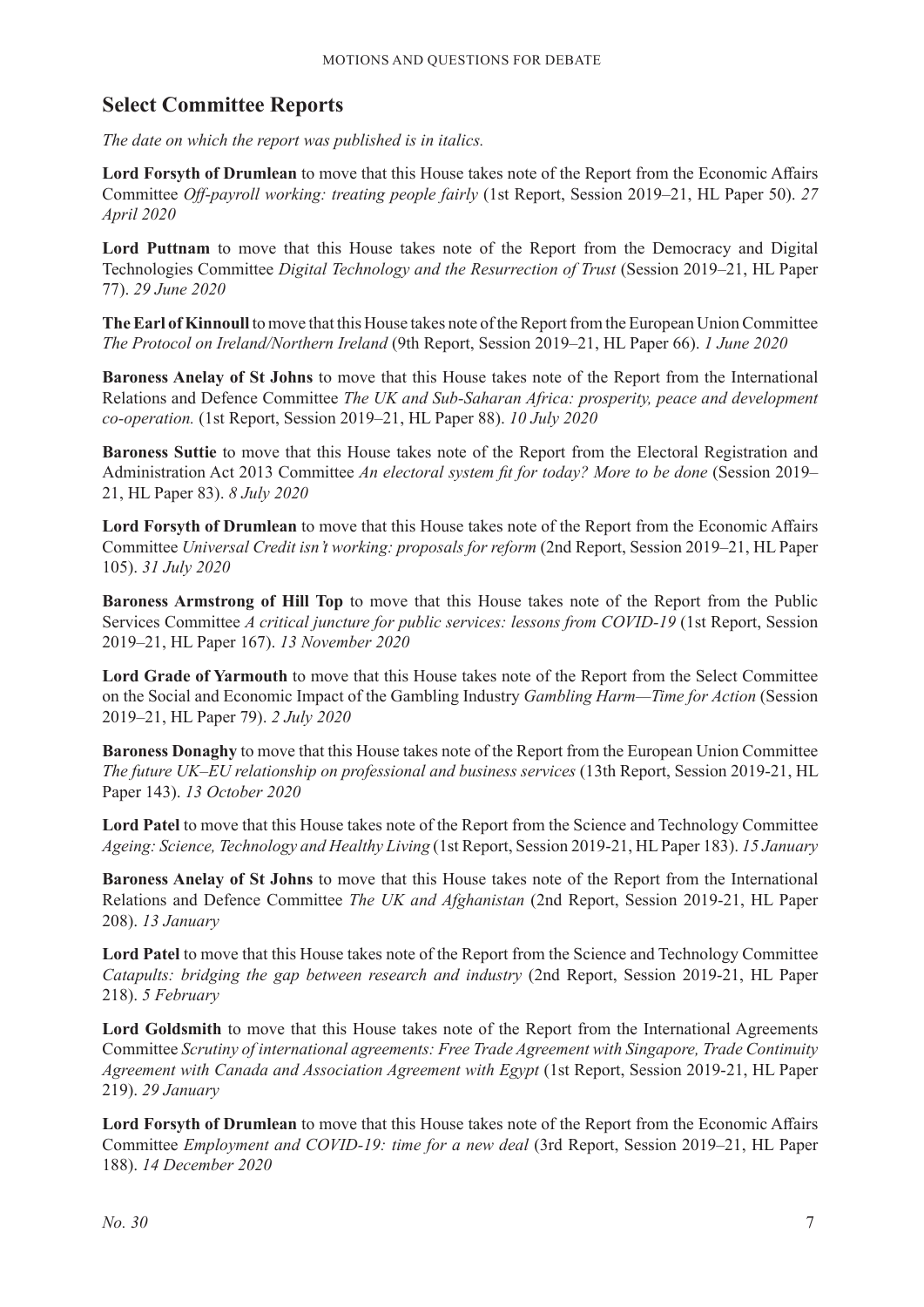## Select Committee Reports

*The date on which the report was published is in italics.*

**Lord Forsyth of Drumlean** to move that this House takes note of the Report from the Economic Affairs Committee *Off-payroll working: treating people fairly* (1st Report, Session 2019–21, HL Paper 50). *27 April 2020*

**Lord Puttnam** to move that this House takes note of the Report from the Democracy and Digital Technologies Committee *Digital Technology and the Resurrection of Trust* (Session 2019–21, HL Paper 77). *29 June 2020*

**The Earl of Kinnoull** to move that this House takes note of the Report from the European Union Committee *The Protocol on Ireland/Northern Ireland* (9th Report, Session 2019–21, HL Paper 66). *1 June 2020*

**Baroness Anelay of St Johns** to move that this House takes note of the Report from the International Relations and Defence Committee *The UK and Sub-Saharan Africa: prosperity, peace and development co-operation.* (1st Report, Session 2019–21, HL Paper 88). *10 July 2020*

**Baroness Suttie** to move that this House takes note of the Report from the Electoral Registration and Administration Act 2013 Committee *An electoral system fit for today? More to be done* (Session 2019–21, HL Paper 83). *8 July 2020*

**Lord Forsyth of Drumlean** to move that this House takes note of the Report from the Economic Affairs Committee *Universal Credit isn't working: proposals for reform* (2nd Report, Session 2019–21, HL Paper 105). *31 July 2020*

**Baroness Armstrong of Hill Top** to move that this House takes note of the Report from the Public Services Committee *A critical juncture for public services: lessons from COVID-19* (1st Report, Session 2019–21, HL Paper 167). *13 November 2020*

**Lord Grade of Yarmouth** to move that this House takes note of the Report from the Select Committee on the Social and Economic Impact of the Gambling Industry *Gambling Harm—Time for Action* (Session 2019–21, HL Paper 79). *2 July 2020*

**Baroness Donaghy** to move that this House takes note of the Report from the European Union Committee *The future UK–EU relationship on professional and business services* (13th Report, Session 2019-21, HL Paper 143). *13 October 2020*

**Lord Patel** to move that this House takes note of the Report from the Science and Technology Committee *Ageing: Science, Technology and Healthy Living* (1st Report, Session 2019-21, HL Paper 183). *15 January*

**Baroness Anelay of St Johns** to move that this House takes note of the Report from the International Relations and Defence Committee *The UK and Afghanistan* (2nd Report, Session 2019-21, HL Paper 208). *13 January*

**Lord Patel** to move that this House takes note of the Report from the Science and Technology Committee *Catapults: bridging the gap between research and industry* (2nd Report, Session 2019-21, HL Paper 218). *5 February*

**Lord Goldsmith** to move that this House takes note of the Report from the International Agreements Committee *Scrutiny of international agreements: Free Trade Agreement with Singapore, Trade Continuity Agreement with Canada and Association Agreement with Egypt* (1st Report, Session 2019-21, HL Paper 219). *29 January*

**Lord Forsyth of Drumlean** to move that this House takes note of the Report from the Economic Affairs Committee *Employment and COVID-19: time for a new deal* (3rd Report, Session 2019–21, HL Paper 188). *14 December 2020*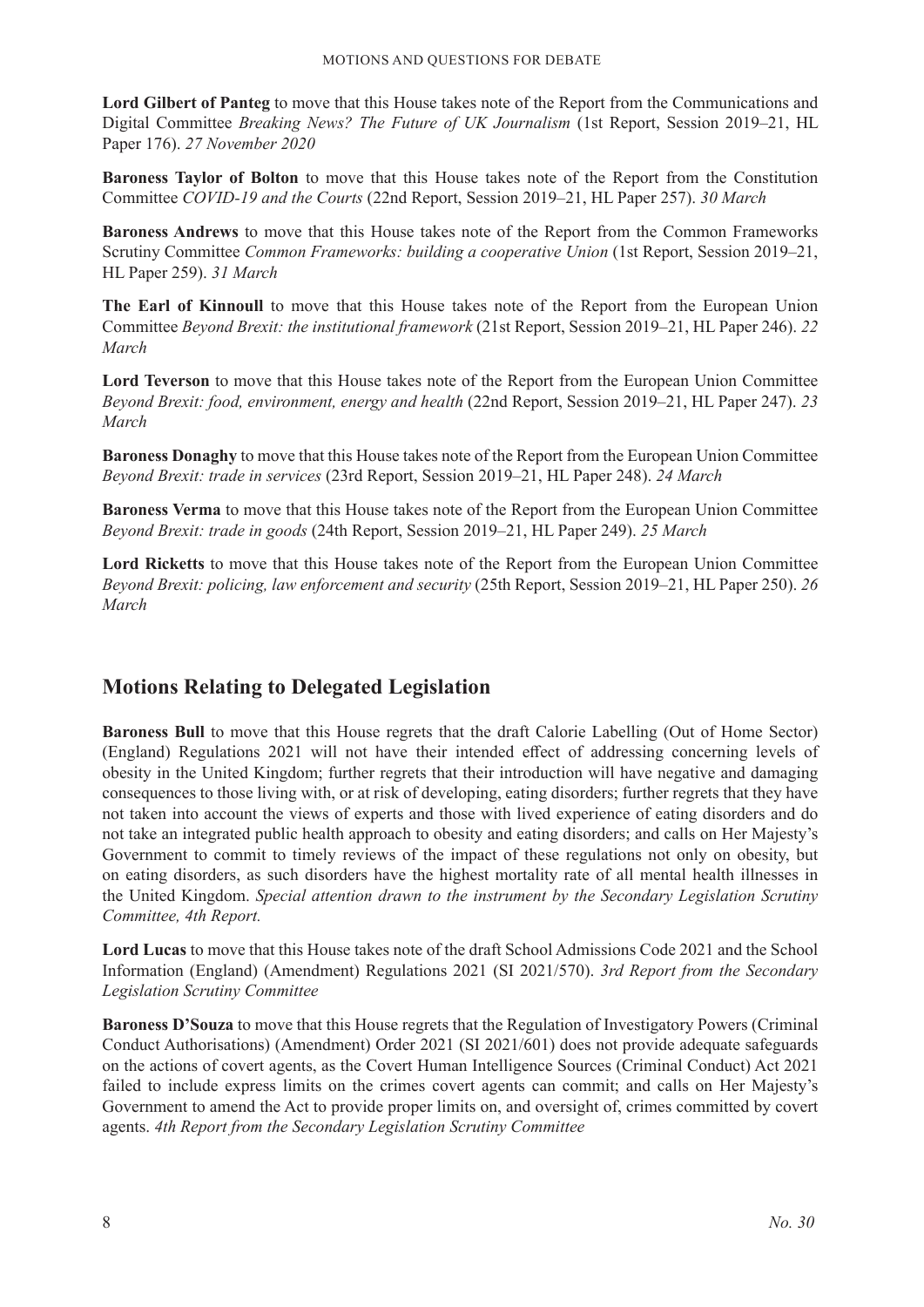**Lord Gilbert of Panteg** to move that this House takes note of the Report from the Communications and Digital Committee *Breaking News? The Future of UK Journalism* (1st Report, Session 2019–21, HL Paper 176). *27 November 2020*

**Baroness Taylor of Bolton** to move that this House takes note of the Report from the Constitution Committee *COVID-19 and the Courts* (22nd Report, Session 2019–21, HL Paper 257). *30 March*

**Baroness Andrews** to move that this House takes note of the Report from the Common Frameworks Scrutiny Committee *Common Frameworks: building a cooperative Union* (1st Report, Session 2019–21, HL Paper 259). *31 March*

**The Earl of Kinnoull** to move that this House takes note of the Report from the European Union Committee *Beyond Brexit: the institutional framework* (21st Report, Session 2019–21, HL Paper 246). *22 March*

**Lord Teverson** to move that this House takes note of the Report from the European Union Committee *Beyond Brexit: food, environment, energy and health* (22nd Report, Session 2019–21, HL Paper 247). *23 March*

**Baroness Donaghy** to move that this House takes note of the Report from the European Union Committee *Beyond Brexit: trade in services* (23rd Report, Session 2019–21, HL Paper 248). *24 March*

**Baroness Verma** to move that this House takes note of the Report from the European Union Committee *Beyond Brexit: trade in goods* (24th Report, Session 2019–21, HL Paper 249). *25 March*

**Lord Ricketts** to move that this House takes note of the Report from the European Union Committee *Beyond Brexit: policing, law enforcement and security* (25th Report, Session 2019–21, HL Paper 250). *26 March*

## Motions Relating to Delegated Legislation

**Baroness Bull** to move that this House regrets that the draft Calorie Labelling (Out of Home Sector) (England) Regulations 2021 will not have their intended effect of addressing concerning levels of obesity in the United Kingdom; further regrets that their introduction will have negative and damaging consequences to those living with, or at risk of developing, eating disorders; further regrets that they have not taken into account the views of experts and those with lived experience of eating disorders and do not take an integrated public health approach to obesity and eating disorders; and calls on Her Majesty's Government to commit to timely reviews of the impact of these regulations not only on obesity, but on eating disorders, as such disorders have the highest mortality rate of all mental health illnesses in the United Kingdom. *Special attention drawn to the instrument by the Secondary Legislation Scrutiny Committee, 4th Report.*

**Lord Lucas** to move that this House takes note of the draft School Admissions Code 2021 and the School Information (England) (Amendment) Regulations 2021 (SI 2021/570). *3rd Report from the Secondary Legislation Scrutiny Committee*

**Baroness D'Souza** to move that this House regrets that the Regulation of Investigatory Powers (Criminal Conduct Authorisations) (Amendment) Order 2021 (SI 2021/601) does not provide adequate safeguards on the actions of covert agents, as the Covert Human Intelligence Sources (Criminal Conduct) Act 2021 failed to include express limits on the crimes covert agents can commit; and calls on Her Majesty's Government to amend the Act to provide proper limits on, and oversight of, crimes committed by covert agents. *4th Report from the Secondary Legislation Scrutiny Committee*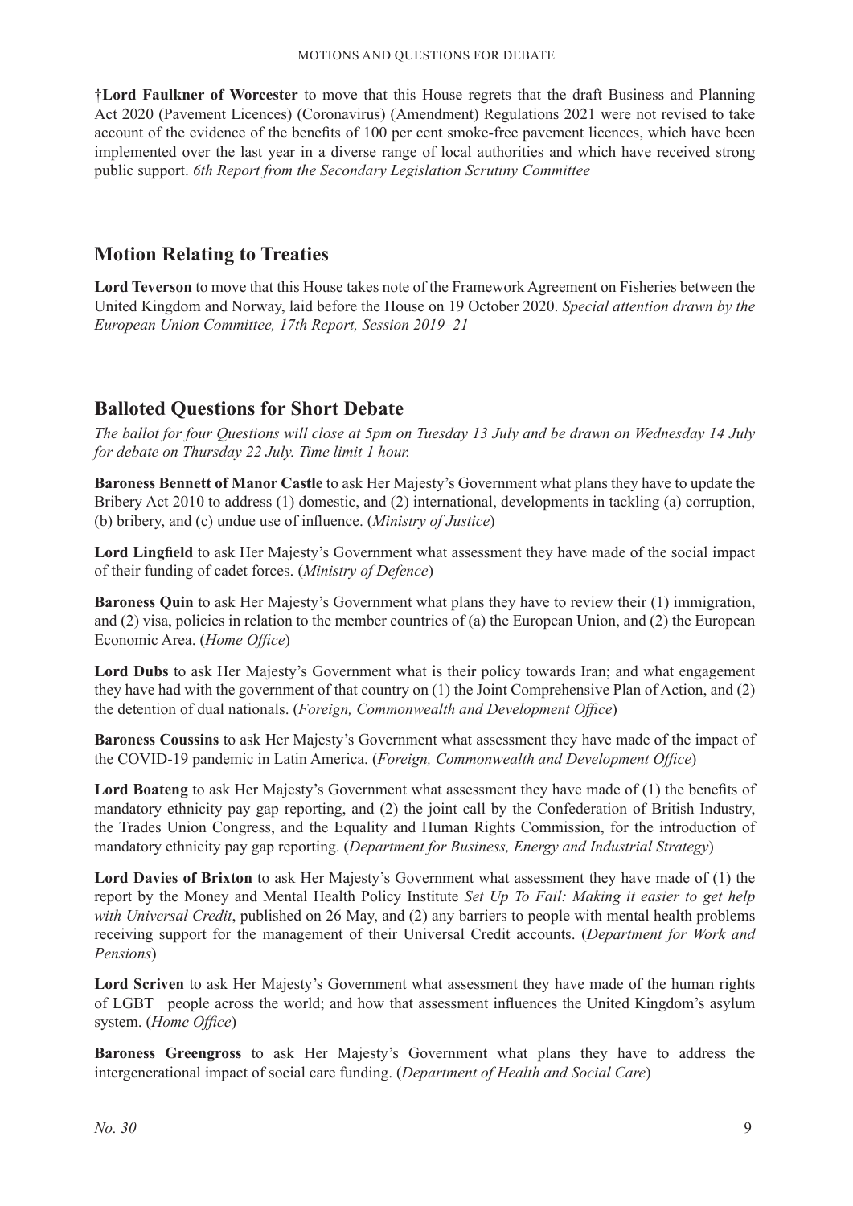†**Lord Faulkner of Worcester** to move that this House regrets that the draft Business and Planning Act 2020 (Pavement Licences) (Coronavirus) (Amendment) Regulations 2021 were not revised to take account of the evidence of the benefits of 100 per cent smoke-free pavement licences, which have been implemented over the last year in a diverse range of local authorities and which have received strong public support. *6th Report from the Secondary Legislation Scrutiny Committee*

## Motion Relating to Treaties

**Lord Teverson** to move that this House takes note of the Framework Agreement on Fisheries between the United Kingdom and Norway, laid before the House on 19 October 2020. *Special attention drawn by the European Union Committee, 17th Report, Session 2019–21*

## Balloted Questions for Short Debate

*The ballot for four Questions will close at 5pm on Tuesday 13 July and be drawn on Wednesday 14 July for debate on Thursday 22 July. Time limit 1 hour.*

**Baroness Bennett of Manor Castle** to ask Her Majesty's Government what plans they have to update the Bribery Act 2010 to address (1) domestic, and (2) international, developments in tackling (a) corruption, (b) bribery, and (c) undue use of influence. (*Ministry of Justice*)

**Lord Lingfield** to ask Her Majesty's Government what assessment they have made of the social impact of their funding of cadet forces. (*Ministry of Defence*)

**Baroness Quin** to ask Her Majesty's Government what plans they have to review their (1) immigration, and (2) visa, policies in relation to the member countries of (a) the European Union, and (2) the European Economic Area. (*Home Office*)

**Lord Dubs** to ask Her Majesty's Government what is their policy towards Iran; and what engagement they have had with the government of that country on (1) the Joint Comprehensive Plan of Action, and (2) the detention of dual nationals. (*Foreign, Commonwealth and Development Office*)

**Baroness Coussins** to ask Her Majesty's Government what assessment they have made of the impact of the COVID-19 pandemic in Latin America. (*Foreign, Commonwealth and Development Office*)

**Lord Boateng** to ask Her Majesty's Government what assessment they have made of (1) the benefits of mandatory ethnicity pay gap reporting, and (2) the joint call by the Confederation of British Industry, the Trades Union Congress, and the Equality and Human Rights Commission, for the introduction of mandatory ethnicity pay gap reporting. (*Department for Business, Energy and Industrial Strategy*)

**Lord Davies of Brixton** to ask Her Majesty's Government what assessment they have made of (1) the report by the Money and Mental Health Policy Institute *Set Up To Fail: Making it easier to get help with Universal Credit*, published on 26 May, and (2) any barriers to people with mental health problems receiving support for the management of their Universal Credit accounts. (*Department for Work and Pensions*)

**Lord Scriven** to ask Her Majesty's Government what assessment they have made of the human rights of LGBT+ people across the world; and how that assessment influences the United Kingdom's asylum system. (*Home Office*)

**Baroness Greengross** to ask Her Majesty's Government what plans they have to address the intergenerational impact of social care funding. (*Department of Health and Social Care*)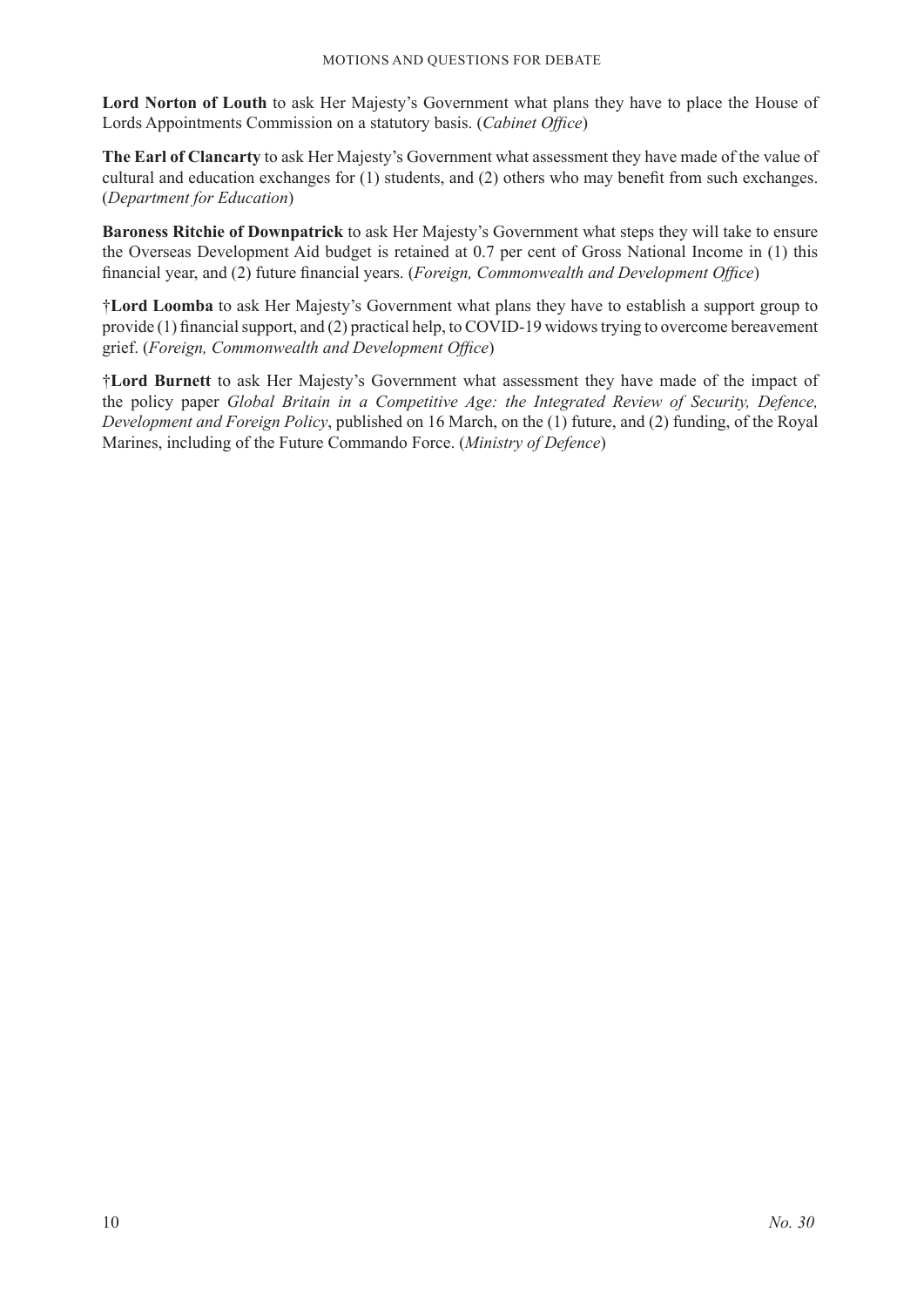**Lord Norton of Louth** to ask Her Majesty's Government what plans they have to place the House of Lords Appointments Commission on a statutory basis. (*Cabinet Office*)

**The Earl of Clancarty** to ask Her Majesty's Government what assessment they have made of the value of cultural and education exchanges for (1) students, and (2) others who may benefit from such exchanges. (*Department for Education*)

**Baroness Ritchie of Downpatrick** to ask Her Majesty's Government what steps they will take to ensure the Overseas Development Aid budget is retained at 0.7 per cent of Gross National Income in (1) this financial year, and (2) future financial years. (*Foreign, Commonwealth and Development Office*)

†**Lord Loomba** to ask Her Majesty's Government what plans they have to establish a support group to provide (1) financial support, and (2) practical help, to COVID-19 widows trying to overcome bereavement grief. (*Foreign, Commonwealth and Development Office*)

†**Lord Burnett** to ask Her Majesty's Government what assessment they have made of the impact of the policy paper *Global Britain in a Competitive Age: the Integrated Review of Security, Defence, Development and Foreign Policy*, published on 16 March, on the (1) future, and (2) funding, of the Royal Marines, including of the Future Commando Force. (*Ministry of Defence*)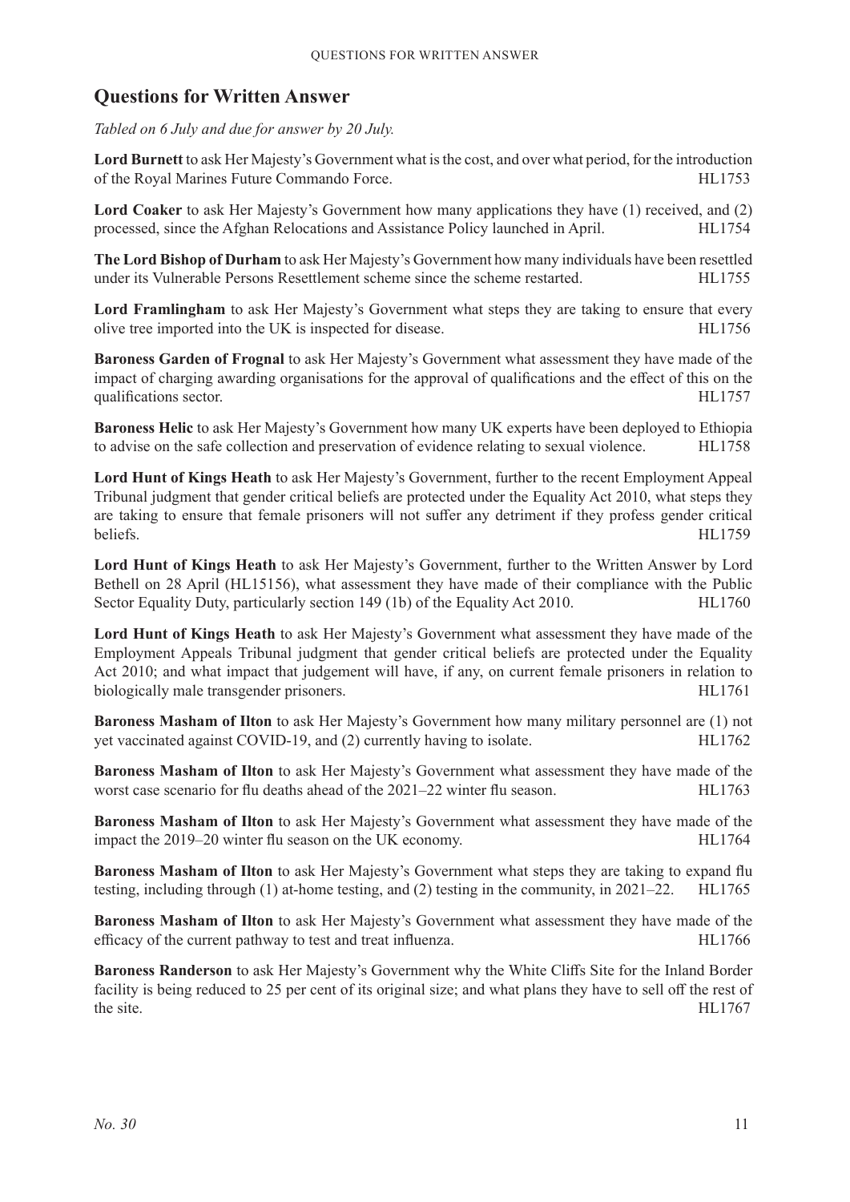## Questions for Written Answer

*Tabled on 6 July and due for answer by 20 July.*

**Lord Burnett** to ask Her Majesty's Government what is the cost, and over what period, for the introduction of the Royal Marines Future Commando Force. HL1753

**Lord Coaker** to ask Her Majesty's Government how many applications they have (1) received, and (2) processed, since the Afghan Relocations and Assistance Policy launched in April. HL1754

**The Lord Bishop of Durham** to ask Her Majesty's Government how many individuals have been resettled under its Vulnerable Persons Resettlement scheme since the scheme restarted. HL1755

**Lord Framlingham** to ask Her Majesty's Government what steps they are taking to ensure that every olive tree imported into the UK is inspected for disease. HL1756

**Baroness Garden of Frognal** to ask Her Majesty's Government what assessment they have made of the impact of charging awarding organisations for the approval of qualifications and the effect of this on the qualifications sector. HL1757

**Baroness Helic** to ask Her Majesty's Government how many UK experts have been deployed to Ethiopia to advise on the safe collection and preservation of evidence relating to sexual violence. HL1758

**Lord Hunt of Kings Heath** to ask Her Majesty's Government, further to the recent Employment Appeal Tribunal judgment that gender critical beliefs are protected under the Equality Act 2010, what steps they are taking to ensure that female prisoners will not suffer any detriment if they profess gender critical beliefs. HL1759

**Lord Hunt of Kings Heath** to ask Her Majesty's Government, further to the Written Answer by Lord Bethell on 28 April (HL15156), what assessment they have made of their compliance with the Public Sector Equality Duty, particularly section 149 (1b) of the Equality Act 2010. HL1760

**Lord Hunt of Kings Heath** to ask Her Majesty's Government what assessment they have made of the Employment Appeals Tribunal judgment that gender critical beliefs are protected under the Equality Act 2010; and what impact that judgement will have, if any, on current female prisoners in relation to biologically male transgender prisoners. HL1761

**Baroness Masham of Ilton** to ask Her Majesty's Government how many military personnel are (1) not yet vaccinated against COVID-19, and (2) currently having to isolate. HL1762

**Baroness Masham of Ilton** to ask Her Majesty's Government what assessment they have made of the worst case scenario for flu deaths ahead of the 2021–22 winter flu season. HL1763

**Baroness Masham of Ilton** to ask Her Majesty's Government what assessment they have made of the impact the 2019–20 winter flu season on the UK economy. HL1764

**Baroness Masham of Ilton** to ask Her Majesty's Government what steps they are taking to expand flu testing, including through (1) at-home testing, and (2) testing in the community, in 2021–22. HL1765

**Baroness Masham of Ilton** to ask Her Majesty's Government what assessment they have made of the efficacy of the current pathway to test and treat influenza. HL1766

**Baroness Randerson** to ask Her Majesty's Government why the White Cliffs Site for the Inland Border facility is being reduced to 25 per cent of its original size; and what plans they have to sell off the rest of the site. HL1767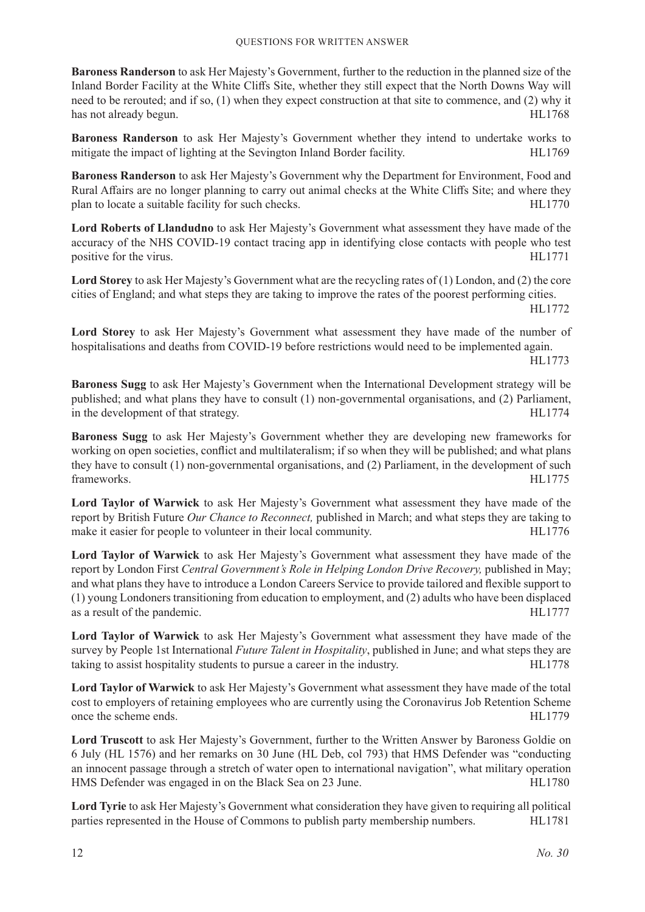**Baroness Randerson** to ask Her Majesty's Government, further to the reduction in the planned size of the Inland Border Facility at the White Cliffs Site, whether they still expect that the North Downs Way will need to be rerouted; and if so, (1) when they expect construction at that site to commence, and (2) why it has not already begun. HL1768

**Baroness Randerson** to ask Her Majesty's Government whether they intend to undertake works to mitigate the impact of lighting at the Sevington Inland Border facility. HL1769

**Baroness Randerson** to ask Her Majesty's Government why the Department for Environment, Food and Rural Affairs are no longer planning to carry out animal checks at the White Cliffs Site; and where they plan to locate a suitable facility for such checks. HL1770

**Lord Roberts of Llandudno** to ask Her Majesty's Government what assessment they have made of the accuracy of the NHS COVID-19 contact tracing app in identifying close contacts with people who test positive for the virus. HL1771

**Lord Storey** to ask Her Majesty's Government what are the recycling rates of (1) London, and (2) the core cities of England; and what steps they are taking to improve the rates of the poorest performing cities. HL1772

**Lord Storey** to ask Her Majesty's Government what assessment they have made of the number of hospitalisations and deaths from COVID-19 before restrictions would need to be implemented again. HL1773

**Baroness Sugg** to ask Her Majesty's Government when the International Development strategy will be published; and what plans they have to consult (1) non-governmental organisations, and (2) Parliament, in the development of that strategy. HL1774

**Baroness Sugg** to ask Her Majesty's Government whether they are developing new frameworks for working on open societies, conflict and multilateralism; if so when they will be published; and what plans they have to consult (1) non-governmental organisations, and (2) Parliament, in the development of such frameworks. HL1775

**Lord Taylor of Warwick** to ask Her Majesty's Government what assessment they have made of the report by British Future *Our Chance to Reconnect,* published in March; and what steps they are taking to make it easier for people to volunteer in their local community. HL1776

**Lord Taylor of Warwick** to ask Her Majesty's Government what assessment they have made of the report by London First *Central Government's Role in Helping London Drive Recovery,* published in May; and what plans they have to introduce a London Careers Service to provide tailored and flexible support to (1) young Londoners transitioning from education to employment, and (2) adults who have been displaced as a result of the pandemic. HL1777

**Lord Taylor of Warwick** to ask Her Majesty's Government what assessment they have made of the survey by People 1st International *Future Talent in Hospitality*, published in June; and what steps they are taking to assist hospitality students to pursue a career in the industry. HL1778

**Lord Taylor of Warwick** to ask Her Majesty's Government what assessment they have made of the total cost to employers of retaining employees who are currently using the Coronavirus Job Retention Scheme once the scheme ends. HL1779

**Lord Truscott** to ask Her Majesty's Government, further to the Written Answer by Baroness Goldie on 6 July (HL 1576) and her remarks on 30 June (HL Deb, col 793) that HMS Defender was "conducting an innocent passage through a stretch of water open to international navigation", what military operation HMS Defender was engaged in on the Black Sea on 23 June. HL1780

**Lord Tyrie** to ask Her Majesty's Government what consideration they have given to requiring all political parties represented in the House of Commons to publish party membership numbers. HL1781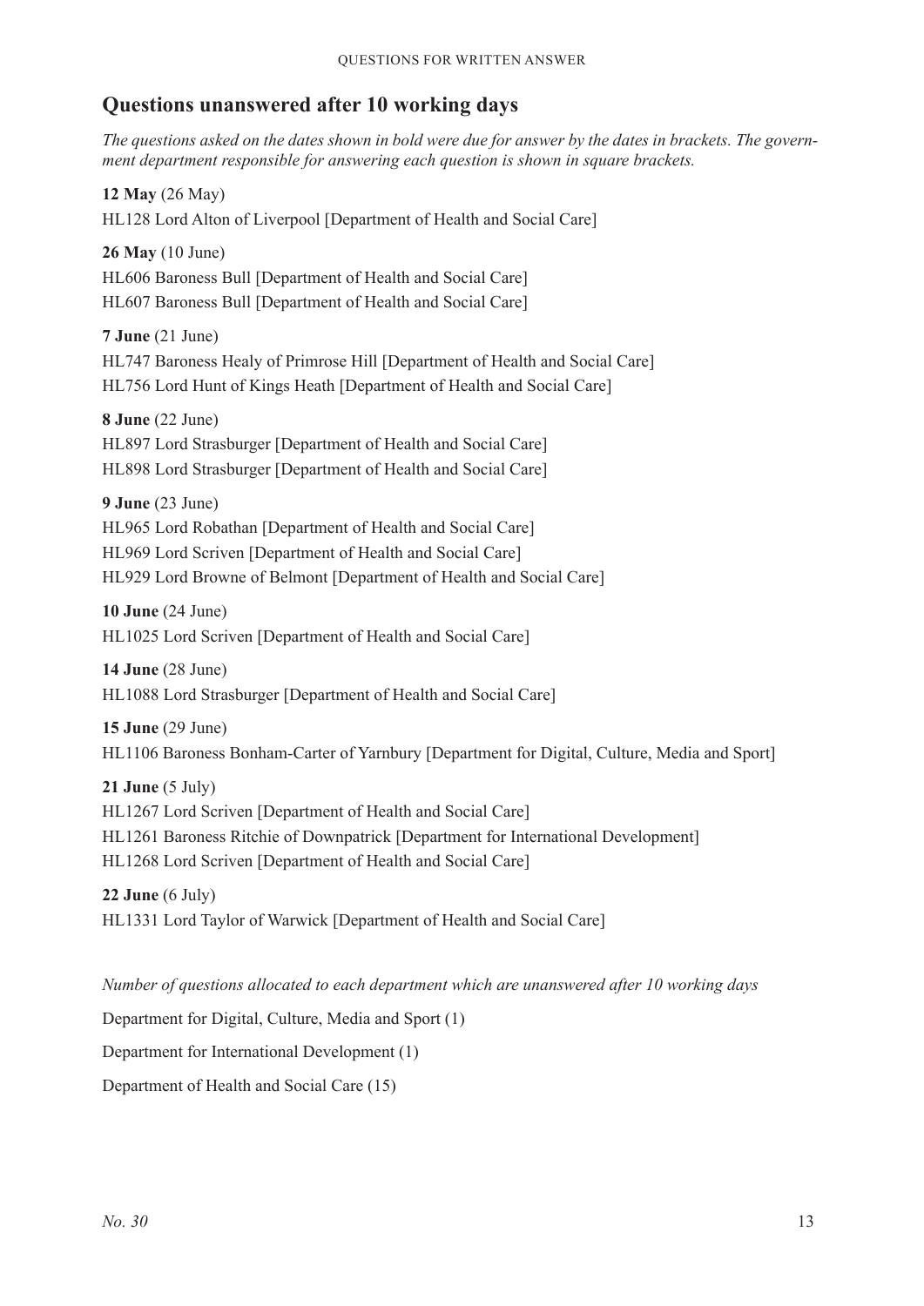## Questions unanswered after 10 working days

*The questions asked on the dates shown in bold were due for answer by the dates in brackets. The government department responsible for answering each question is shown in square brackets.*

**12 May** (26 May)
HL128 Lord Alton of Liverpool [Department of Health and Social Care]

**26 May** (10 June)
HL606 Baroness Bull [Department of Health and Social Care]
HL607 Baroness Bull [Department of Health and Social Care]

**7 June** (21 June)
HL747 Baroness Healy of Primrose Hill [Department of Health and Social Care]
HL756 Lord Hunt of Kings Heath [Department of Health and Social Care]

**8 June** (22 June)
HL897 Lord Strasburger [Department of Health and Social Care]
HL898 Lord Strasburger [Department of Health and Social Care]

**9 June** (23 June)
HL965 Lord Robathan [Department of Health and Social Care]
HL969 Lord Scriven [Department of Health and Social Care]
HL929 Lord Browne of Belmont [Department of Health and Social Care]

**10 June** (24 June)
HL1025 Lord Scriven [Department of Health and Social Care]

**14 June** (28 June)
HL1088 Lord Strasburger [Department of Health and Social Care]

**15 June** (29 June)
HL1106 Baroness Bonham-Carter of Yarnbury [Department for Digital, Culture, Media and Sport]

**21 June** (5 July)
HL1267 Lord Scriven [Department of Health and Social Care]
HL1261 Baroness Ritchie of Downpatrick [Department for International Development]
HL1268 Lord Scriven [Department of Health and Social Care]

**22 June** (6 July)
HL1331 Lord Taylor of Warwick [Department of Health and Social Care]

*Number of questions allocated to each department which are unanswered after 10 working days*

Department for Digital, Culture, Media and Sport (1)

Department for International Development (1)

Department of Health and Social Care (15)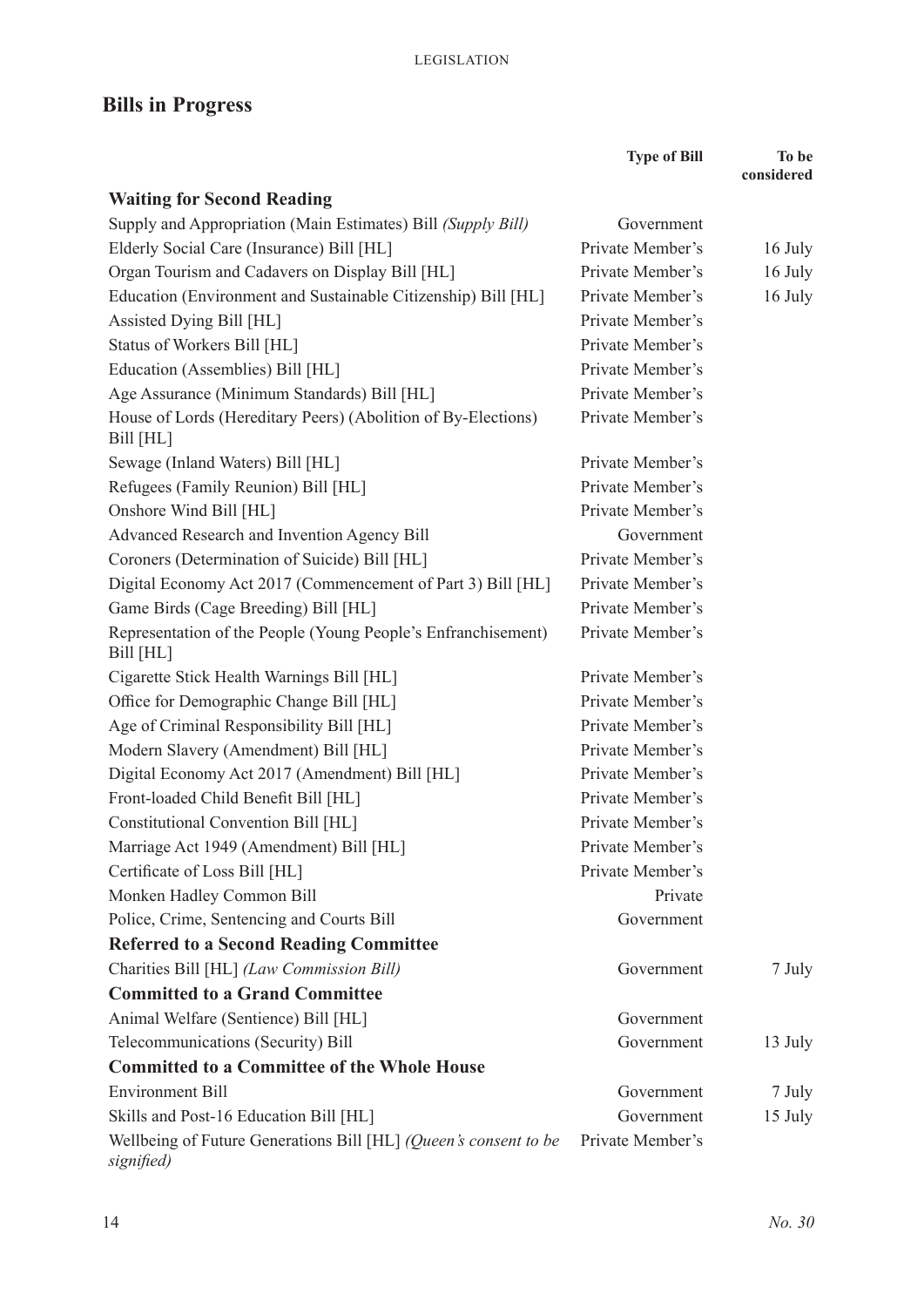## Bills in Progress

| | Type of Bill | To be considered |
|---|---|---|
| **Waiting for Second Reading** | | |
| Supply and Appropriation (Main Estimates) Bill *(Supply Bill)* | Government | |
| Elderly Social Care (Insurance) Bill [HL] | Private Member's | 16 July |
| Organ Tourism and Cadavers on Display Bill [HL] | Private Member's | 16 July |
| Education (Environment and Sustainable Citizenship) Bill [HL] | Private Member's | 16 July |
| Assisted Dying Bill [HL] | Private Member's | |
| Status of Workers Bill [HL] | Private Member's | |
| Education (Assemblies) Bill [HL] | Private Member's | |
| Age Assurance (Minimum Standards) Bill [HL] | Private Member's | |
| House of Lords (Hereditary Peers) (Abolition of By-Elections) Bill [HL] | Private Member's | |
| Sewage (Inland Waters) Bill [HL] | Private Member's | |
| Refugees (Family Reunion) Bill [HL] | Private Member's | |
| Onshore Wind Bill [HL] | Private Member's | |
| Advanced Research and Invention Agency Bill | Government | |
| Coroners (Determination of Suicide) Bill [HL] | Private Member's | |
| Digital Economy Act 2017 (Commencement of Part 3) Bill [HL] | Private Member's | |
| Game Birds (Cage Breeding) Bill [HL] | Private Member's | |
| Representation of the People (Young People's Enfranchisement) Bill [HL] | Private Member's | |
| Cigarette Stick Health Warnings Bill [HL] | Private Member's | |
| Office for Demographic Change Bill [HL] | Private Member's | |
| Age of Criminal Responsibility Bill [HL] | Private Member's | |
| Modern Slavery (Amendment) Bill [HL] | Private Member's | |
| Digital Economy Act 2017 (Amendment) Bill [HL] | Private Member's | |
| Front-loaded Child Benefit Bill [HL] | Private Member's | |
| Constitutional Convention Bill [HL] | Private Member's | |
| Marriage Act 1949 (Amendment) Bill [HL] | Private Member's | |
| Certificate of Loss Bill [HL] | Private Member's | |
| Monken Hadley Common Bill | Private | |
| Police, Crime, Sentencing and Courts Bill | Government | |
| **Referred to a Second Reading Committee** | | |
| Charities Bill [HL] *(Law Commission Bill)* | Government | 7 July |
| **Committed to a Grand Committee** | | |
| Animal Welfare (Sentience) Bill [HL] | Government | |
| Telecommunications (Security) Bill | Government | 13 July |
| **Committed to a Committee of the Whole House** | | |
| Environment Bill | Government | 7 July |
| Skills and Post-16 Education Bill [HL] | Government | 15 July |
| Wellbeing of Future Generations Bill [HL] *(Queen's consent to be signified)* | Private Member's | |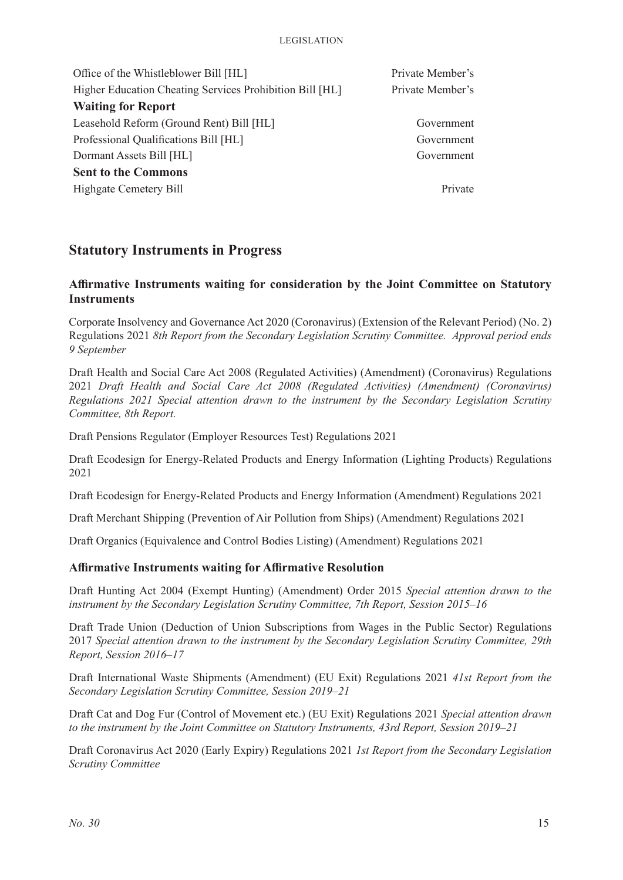| | |
|---|---|
| Office of the Whistleblower Bill [HL] | Private Member's |
| Higher Education Cheating Services Prohibition Bill [HL] | Private Member's |
| **Waiting for Report** | |
| Leasehold Reform (Ground Rent) Bill [HL] | Government |
| Professional Qualifications Bill [HL] | Government |
| Dormant Assets Bill [HL] | Government |
| **Sent to the Commons** | |
| Highgate Cemetery Bill | Private |

## Statutory Instruments in Progress

### Affirmative Instruments waiting for consideration by the Joint Committee on Statutory Instruments

Corporate Insolvency and Governance Act 2020 (Coronavirus) (Extension of the Relevant Period) (No. 2) Regulations 2021 *8th Report from the Secondary Legislation Scrutiny Committee. Approval period ends 9 September*

Draft Health and Social Care Act 2008 (Regulated Activities) (Amendment) (Coronavirus) Regulations 2021 *Draft Health and Social Care Act 2008 (Regulated Activities) (Amendment) (Coronavirus) Regulations 2021 Special attention drawn to the instrument by the Secondary Legislation Scrutiny Committee, 8th Report.*

Draft Pensions Regulator (Employer Resources Test) Regulations 2021

Draft Ecodesign for Energy-Related Products and Energy Information (Lighting Products) Regulations 2021

Draft Ecodesign for Energy-Related Products and Energy Information (Amendment) Regulations 2021

Draft Merchant Shipping (Prevention of Air Pollution from Ships) (Amendment) Regulations 2021

Draft Organics (Equivalence and Control Bodies Listing) (Amendment) Regulations 2021

### Affirmative Instruments waiting for Affirmative Resolution

Draft Hunting Act 2004 (Exempt Hunting) (Amendment) Order 2015 *Special attention drawn to the instrument by the Secondary Legislation Scrutiny Committee, 7th Report, Session 2015–16*

Draft Trade Union (Deduction of Union Subscriptions from Wages in the Public Sector) Regulations 2017 *Special attention drawn to the instrument by the Secondary Legislation Scrutiny Committee, 29th Report, Session 2016–17*

Draft International Waste Shipments (Amendment) (EU Exit) Regulations 2021 *41st Report from the Secondary Legislation Scrutiny Committee, Session 2019–21*

Draft Cat and Dog Fur (Control of Movement etc.) (EU Exit) Regulations 2021 *Special attention drawn to the instrument by the Joint Committee on Statutory Instruments, 43rd Report, Session 2019–21*

Draft Coronavirus Act 2020 (Early Expiry) Regulations 2021 *1st Report from the Secondary Legislation Scrutiny Committee*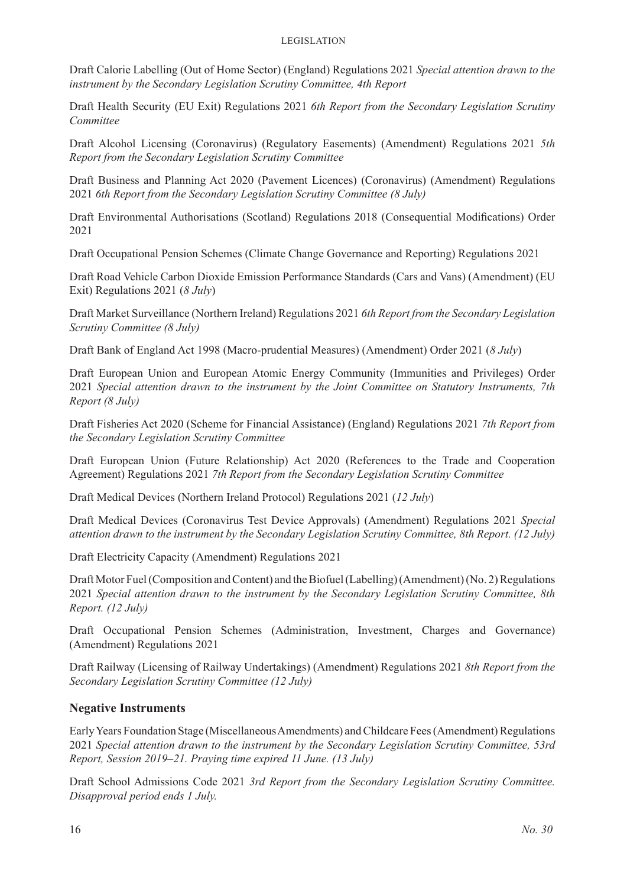Draft Calorie Labelling (Out of Home Sector) (England) Regulations 2021 *Special attention drawn to the instrument by the Secondary Legislation Scrutiny Committee, 4th Report*

Draft Health Security (EU Exit) Regulations 2021 *6th Report from the Secondary Legislation Scrutiny Committee*

Draft Alcohol Licensing (Coronavirus) (Regulatory Easements) (Amendment) Regulations 2021 *5th Report from the Secondary Legislation Scrutiny Committee*

Draft Business and Planning Act 2020 (Pavement Licences) (Coronavirus) (Amendment) Regulations 2021 *6th Report from the Secondary Legislation Scrutiny Committee (8 July)*

Draft Environmental Authorisations (Scotland) Regulations 2018 (Consequential Modifications) Order 2021

Draft Occupational Pension Schemes (Climate Change Governance and Reporting) Regulations 2021

Draft Road Vehicle Carbon Dioxide Emission Performance Standards (Cars and Vans) (Amendment) (EU Exit) Regulations 2021 (*8 July*)

Draft Market Surveillance (Northern Ireland) Regulations 2021 *6th Report from the Secondary Legislation Scrutiny Committee (8 July)*

Draft Bank of England Act 1998 (Macro-prudential Measures) (Amendment) Order 2021 (*8 July*)

Draft European Union and European Atomic Energy Community (Immunities and Privileges) Order 2021 *Special attention drawn to the instrument by the Joint Committee on Statutory Instruments, 7th Report (8 July)*

Draft Fisheries Act 2020 (Scheme for Financial Assistance) (England) Regulations 2021 *7th Report from the Secondary Legislation Scrutiny Committee*

Draft European Union (Future Relationship) Act 2020 (References to the Trade and Cooperation Agreement) Regulations 2021 *7th Report from the Secondary Legislation Scrutiny Committee*

Draft Medical Devices (Northern Ireland Protocol) Regulations 2021 (*12 July*)

Draft Medical Devices (Coronavirus Test Device Approvals) (Amendment) Regulations 2021 *Special attention drawn to the instrument by the Secondary Legislation Scrutiny Committee, 8th Report. (12 July)*

Draft Electricity Capacity (Amendment) Regulations 2021

Draft Motor Fuel (Composition and Content) and the Biofuel (Labelling) (Amendment) (No. 2) Regulations 2021 *Special attention drawn to the instrument by the Secondary Legislation Scrutiny Committee, 8th Report. (12 July)*

Draft Occupational Pension Schemes (Administration, Investment, Charges and Governance) (Amendment) Regulations 2021

Draft Railway (Licensing of Railway Undertakings) (Amendment) Regulations 2021 *8th Report from the Secondary Legislation Scrutiny Committee (12 July)*

## Negative Instruments

Early Years Foundation Stage (Miscellaneous Amendments) and Childcare Fees (Amendment) Regulations 2021 *Special attention drawn to the instrument by the Secondary Legislation Scrutiny Committee, 53rd Report, Session 2019–21. Praying time expired 11 June. (13 July)*

Draft School Admissions Code 2021 *3rd Report from the Secondary Legislation Scrutiny Committee. Disapproval period ends 1 July.*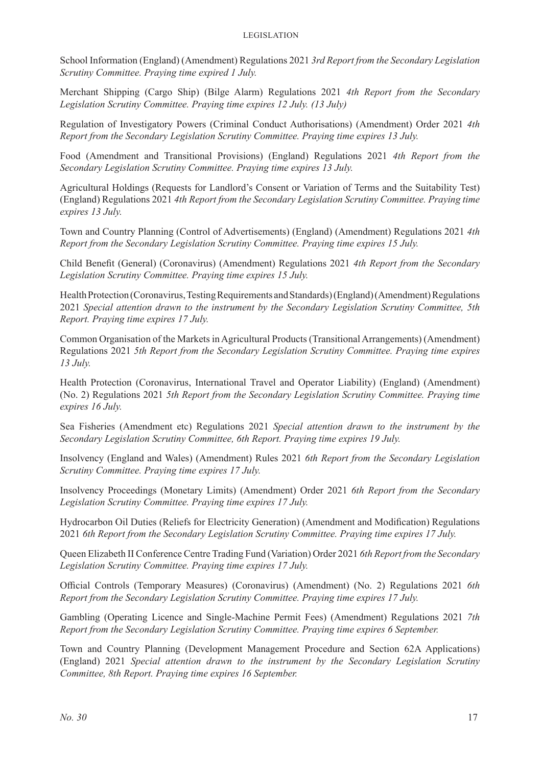School Information (England) (Amendment) Regulations 2021 *3rd Report from the Secondary Legislation Scrutiny Committee. Praying time expired 1 July.*

Merchant Shipping (Cargo Ship) (Bilge Alarm) Regulations 2021 *4th Report from the Secondary Legislation Scrutiny Committee. Praying time expires 12 July. (13 July)*

Regulation of Investigatory Powers (Criminal Conduct Authorisations) (Amendment) Order 2021 *4th Report from the Secondary Legislation Scrutiny Committee. Praying time expires 13 July.*

Food (Amendment and Transitional Provisions) (England) Regulations 2021 *4th Report from the Secondary Legislation Scrutiny Committee. Praying time expires 13 July.*

Agricultural Holdings (Requests for Landlord's Consent or Variation of Terms and the Suitability Test) (England) Regulations 2021 *4th Report from the Secondary Legislation Scrutiny Committee. Praying time expires 13 July.*

Town and Country Planning (Control of Advertisements) (England) (Amendment) Regulations 2021 *4th Report from the Secondary Legislation Scrutiny Committee. Praying time expires 15 July.*

Child Benefit (General) (Coronavirus) (Amendment) Regulations 2021 *4th Report from the Secondary Legislation Scrutiny Committee. Praying time expires 15 July.*

Health Protection (Coronavirus, Testing Requirements and Standards) (England) (Amendment) Regulations 2021 *Special attention drawn to the instrument by the Secondary Legislation Scrutiny Committee, 5th Report. Praying time expires 17 July.*

Common Organisation of the Markets in Agricultural Products (Transitional Arrangements) (Amendment) Regulations 2021 *5th Report from the Secondary Legislation Scrutiny Committee. Praying time expires 13 July.*

Health Protection (Coronavirus, International Travel and Operator Liability) (England) (Amendment) (No. 2) Regulations 2021 *5th Report from the Secondary Legislation Scrutiny Committee. Praying time expires 16 July.*

Sea Fisheries (Amendment etc) Regulations 2021 *Special attention drawn to the instrument by the Secondary Legislation Scrutiny Committee, 6th Report. Praying time expires 19 July.*

Insolvency (England and Wales) (Amendment) Rules 2021 *6th Report from the Secondary Legislation Scrutiny Committee. Praying time expires 17 July.*

Insolvency Proceedings (Monetary Limits) (Amendment) Order 2021 *6th Report from the Secondary Legislation Scrutiny Committee. Praying time expires 17 July.*

Hydrocarbon Oil Duties (Reliefs for Electricity Generation) (Amendment and Modification) Regulations 2021 *6th Report from the Secondary Legislation Scrutiny Committee. Praying time expires 17 July.*

Queen Elizabeth II Conference Centre Trading Fund (Variation) Order 2021 *6th Report from the Secondary Legislation Scrutiny Committee. Praying time expires 17 July.*

Official Controls (Temporary Measures) (Coronavirus) (Amendment) (No. 2) Regulations 2021 *6th Report from the Secondary Legislation Scrutiny Committee. Praying time expires 17 July.*

Gambling (Operating Licence and Single-Machine Permit Fees) (Amendment) Regulations 2021 *7th Report from the Secondary Legislation Scrutiny Committee. Praying time expires 6 September.*

Town and Country Planning (Development Management Procedure and Section 62A Applications) (England) 2021 *Special attention drawn to the instrument by the Secondary Legislation Scrutiny Committee, 8th Report. Praying time expires 16 September.*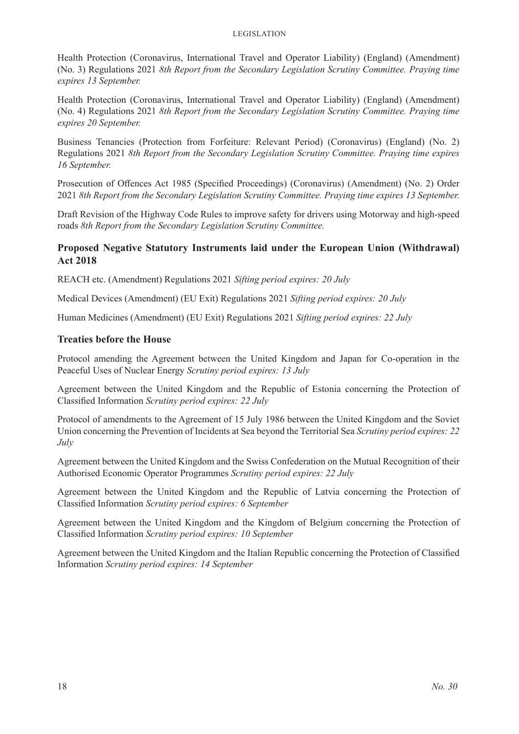Health Protection (Coronavirus, International Travel and Operator Liability) (England) (Amendment) (No. 3) Regulations 2021 *8th Report from the Secondary Legislation Scrutiny Committee. Praying time expires 13 September.*

Health Protection (Coronavirus, International Travel and Operator Liability) (England) (Amendment) (No. 4) Regulations 2021 *8th Report from the Secondary Legislation Scrutiny Committee. Praying time expires 20 September.*

Business Tenancies (Protection from Forfeiture: Relevant Period) (Coronavirus) (England) (No. 2) Regulations 2021 *8th Report from the Secondary Legislation Scrutiny Committee. Praying time expires 16 September.*

Prosecution of Offences Act 1985 (Specified Proceedings) (Coronavirus) (Amendment) (No. 2) Order 2021 *8th Report from the Secondary Legislation Scrutiny Committee. Praying time expires 13 September.*

Draft Revision of the Highway Code Rules to improve safety for drivers using Motorway and high-speed roads *8th Report from the Secondary Legislation Scrutiny Committee.*

### Proposed Negative Statutory Instruments laid under the European Union (Withdrawal) Act 2018

REACH etc. (Amendment) Regulations 2021 *Sifting period expires: 20 July*

Medical Devices (Amendment) (EU Exit) Regulations 2021 *Sifting period expires: 20 July*

Human Medicines (Amendment) (EU Exit) Regulations 2021 *Sifting period expires: 22 July*

### Treaties before the House

Protocol amending the Agreement between the United Kingdom and Japan for Co-operation in the Peaceful Uses of Nuclear Energy *Scrutiny period expires: 13 July*

Agreement between the United Kingdom and the Republic of Estonia concerning the Protection of Classified Information *Scrutiny period expires: 22 July*

Protocol of amendments to the Agreement of 15 July 1986 between the United Kingdom and the Soviet Union concerning the Prevention of Incidents at Sea beyond the Territorial Sea *Scrutiny period expires: 22 July*

Agreement between the United Kingdom and the Swiss Confederation on the Mutual Recognition of their Authorised Economic Operator Programmes *Scrutiny period expires: 22 July*

Agreement between the United Kingdom and the Republic of Latvia concerning the Protection of Classified Information *Scrutiny period expires: 6 September*

Agreement between the United Kingdom and the Kingdom of Belgium concerning the Protection of Classified Information *Scrutiny period expires: 10 September*

Agreement between the United Kingdom and the Italian Republic concerning the Protection of Classified Information *Scrutiny period expires: 14 September*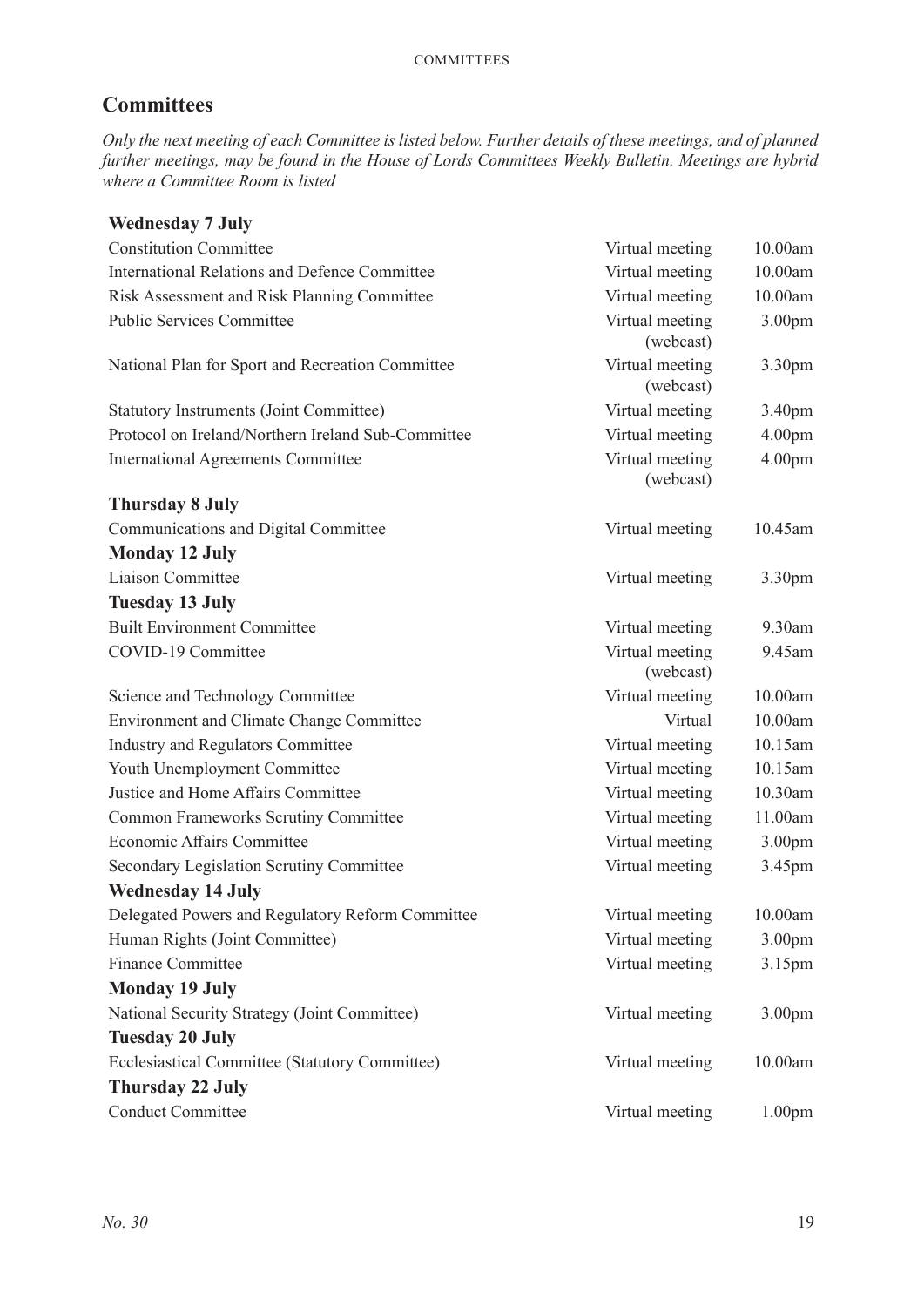## Committees

*Only the next meeting of each Committee is listed below. Further details of these meetings, and of planned further meetings, may be found in the House of Lords Committees Weekly Bulletin. Meetings are hybrid where a Committee Room is listed*

| | | |
|---|---|---|
| **Wednesday 7 July** | | |
| Constitution Committee | Virtual meeting | 10.00am |
| International Relations and Defence Committee | Virtual meeting | 10.00am |
| Risk Assessment and Risk Planning Committee | Virtual meeting | 10.00am |
| Public Services Committee | Virtual meeting (webcast) | 3.00pm |
| National Plan for Sport and Recreation Committee | Virtual meeting (webcast) | 3.30pm |
| Statutory Instruments (Joint Committee) | Virtual meeting | 3.40pm |
| Protocol on Ireland/Northern Ireland Sub-Committee | Virtual meeting | 4.00pm |
| International Agreements Committee | Virtual meeting (webcast) | 4.00pm |
| **Thursday 8 July** | | |
| Communications and Digital Committee | Virtual meeting | 10.45am |
| **Monday 12 July** | | |
| Liaison Committee | Virtual meeting | 3.30pm |
| **Tuesday 13 July** | | |
| Built Environment Committee | Virtual meeting | 9.30am |
| COVID-19 Committee | Virtual meeting (webcast) | 9.45am |
| Science and Technology Committee | Virtual meeting | 10.00am |
| Environment and Climate Change Committee | Virtual | 10.00am |
| Industry and Regulators Committee | Virtual meeting | 10.15am |
| Youth Unemployment Committee | Virtual meeting | 10.15am |
| Justice and Home Affairs Committee | Virtual meeting | 10.30am |
| Common Frameworks Scrutiny Committee | Virtual meeting | 11.00am |
| Economic Affairs Committee | Virtual meeting | 3.00pm |
| Secondary Legislation Scrutiny Committee | Virtual meeting | 3.45pm |
| **Wednesday 14 July** | | |
| Delegated Powers and Regulatory Reform Committee | Virtual meeting | 10.00am |
| Human Rights (Joint Committee) | Virtual meeting | 3.00pm |
| Finance Committee | Virtual meeting | 3.15pm |
| **Monday 19 July** | | |
| National Security Strategy (Joint Committee) | Virtual meeting | 3.00pm |
| **Tuesday 20 July** | | |
| Ecclesiastical Committee (Statutory Committee) | Virtual meeting | 10.00am |
| **Thursday 22 July** | | |
| Conduct Committee | Virtual meeting | 1.00pm |

*No. 30*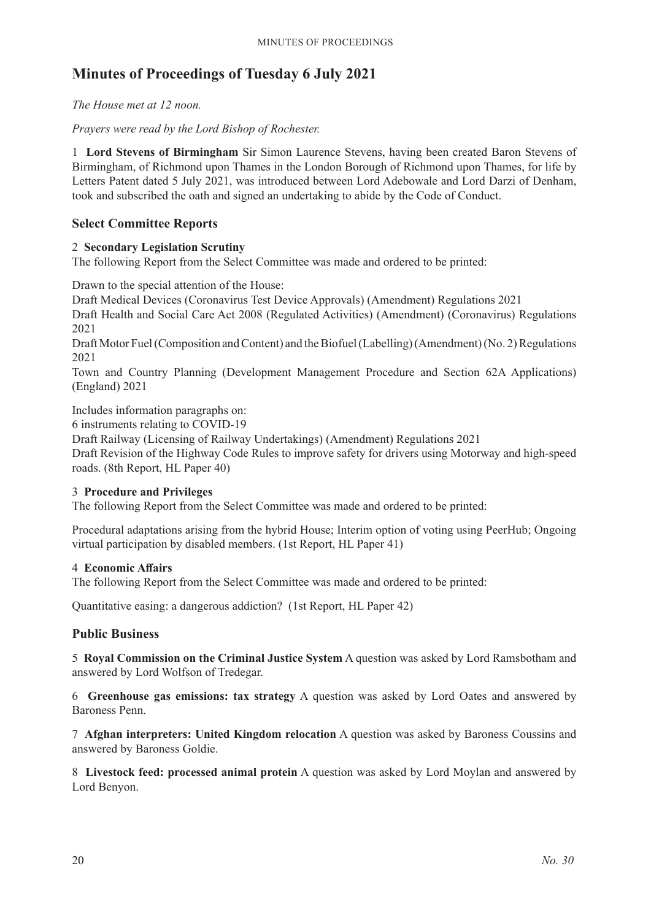# Minutes of Proceedings of Tuesday 6 July 2021

*The House met at 12 noon.*

*Prayers were read by the Lord Bishop of Rochester.*

1 **Lord Stevens of Birmingham** Sir Simon Laurence Stevens, having been created Baron Stevens of Birmingham, of Richmond upon Thames in the London Borough of Richmond upon Thames, for life by Letters Patent dated 5 July 2021, was introduced between Lord Adebowale and Lord Darzi of Denham, took and subscribed the oath and signed an undertaking to abide by the Code of Conduct.

## Select Committee Reports

2 **Secondary Legislation Scrutiny**
The following Report from the Select Committee was made and ordered to be printed:

Drawn to the special attention of the House:
Draft Medical Devices (Coronavirus Test Device Approvals) (Amendment) Regulations 2021
Draft Health and Social Care Act 2008 (Regulated Activities) (Amendment) (Coronavirus) Regulations 2021
Draft Motor Fuel (Composition and Content) and the Biofuel (Labelling) (Amendment) (No. 2) Regulations 2021
Town and Country Planning (Development Management Procedure and Section 62A Applications) (England) 2021

Includes information paragraphs on:
6 instruments relating to COVID-19
Draft Railway (Licensing of Railway Undertakings) (Amendment) Regulations 2021
Draft Revision of the Highway Code Rules to improve safety for drivers using Motorway and high-speed roads. (8th Report, HL Paper 40)

3 **Procedure and Privileges**
The following Report from the Select Committee was made and ordered to be printed:

Procedural adaptations arising from the hybrid House; Interim option of voting using PeerHub; Ongoing virtual participation by disabled members. (1st Report, HL Paper 41)

4 **Economic Affairs**
The following Report from the Select Committee was made and ordered to be printed:

Quantitative easing: a dangerous addiction? (1st Report, HL Paper 42)

## Public Business

5 **Royal Commission on the Criminal Justice System** A question was asked by Lord Ramsbotham and answered by Lord Wolfson of Tredegar.

6 **Greenhouse gas emissions: tax strategy** A question was asked by Lord Oates and answered by Baroness Penn.

7 **Afghan interpreters: United Kingdom relocation** A question was asked by Baroness Coussins and answered by Baroness Goldie.

8 **Livestock feed: processed animal protein** A question was asked by Lord Moylan and answered by Lord Benyon.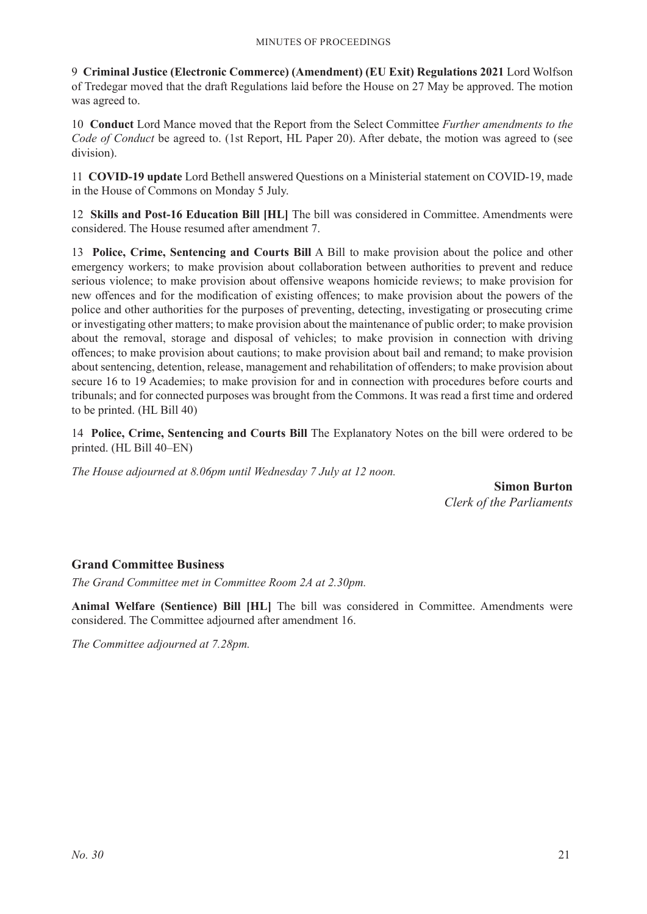9 **Criminal Justice (Electronic Commerce) (Amendment) (EU Exit) Regulations 2021** Lord Wolfson of Tredegar moved that the draft Regulations laid before the House on 27 May be approved. The motion was agreed to.

10 **Conduct** Lord Mance moved that the Report from the Select Committee *Further amendments to the Code of Conduct* be agreed to. (1st Report, HL Paper 20). After debate, the motion was agreed to (see division).

11 **COVID-19 update** Lord Bethell answered Questions on a Ministerial statement on COVID-19, made in the House of Commons on Monday 5 July.

12 **Skills and Post-16 Education Bill [HL]** The bill was considered in Committee. Amendments were considered. The House resumed after amendment 7.

13 **Police, Crime, Sentencing and Courts Bill** A Bill to make provision about the police and other emergency workers; to make provision about collaboration between authorities to prevent and reduce serious violence; to make provision about offensive weapons homicide reviews; to make provision for new offences and for the modification of existing offences; to make provision about the powers of the police and other authorities for the purposes of preventing, detecting, investigating or prosecuting crime or investigating other matters; to make provision about the maintenance of public order; to make provision about the removal, storage and disposal of vehicles; to make provision in connection with driving offences; to make provision about cautions; to make provision about bail and remand; to make provision about sentencing, detention, release, management and rehabilitation of offenders; to make provision about secure 16 to 19 Academies; to make provision for and in connection with procedures before courts and tribunals; and for connected purposes was brought from the Commons. It was read a first time and ordered to be printed. (HL Bill 40)

14 **Police, Crime, Sentencing and Courts Bill** The Explanatory Notes on the bill were ordered to be printed. (HL Bill 40–EN)

*The House adjourned at 8.06pm until Wednesday 7 July at 12 noon.*

**Simon Burton**
*Clerk of the Parliaments*

## Grand Committee Business

*The Grand Committee met in Committee Room 2A at 2.30pm.*

**Animal Welfare (Sentience) Bill [HL]** The bill was considered in Committee. Amendments were considered. The Committee adjourned after amendment 16.

*The Committee adjourned at 7.28pm.*

*No. 30*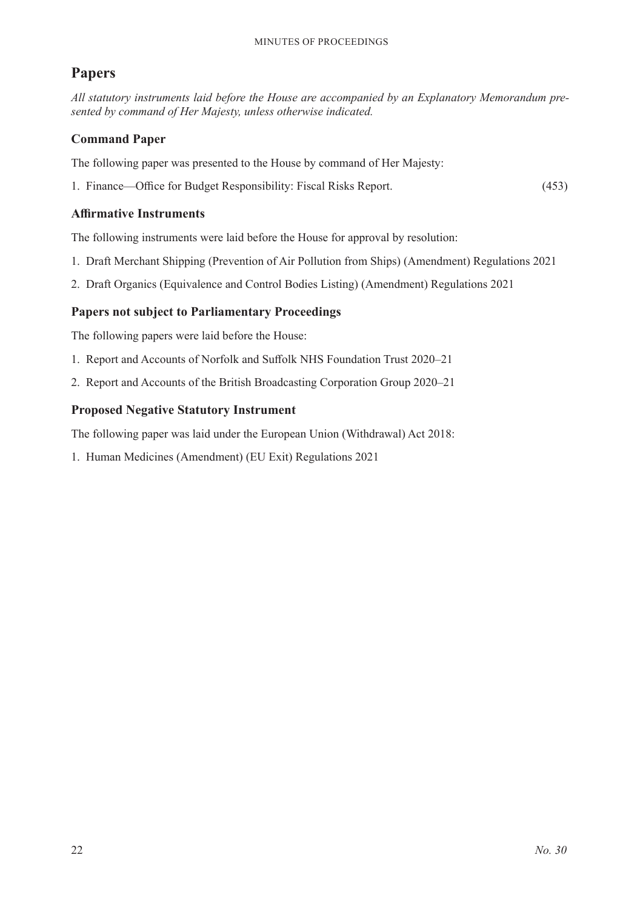## Papers

*All statutory instruments laid before the House are accompanied by an Explanatory Memorandum presented by command of Her Majesty, unless otherwise indicated.*

### Command Paper

The following paper was presented to the House by command of Her Majesty:

1. Finance—Office for Budget Responsibility: Fiscal Risks Report. (453)

### Affirmative Instruments

The following instruments were laid before the House for approval by resolution:

1. Draft Merchant Shipping (Prevention of Air Pollution from Ships) (Amendment) Regulations 2021
2. Draft Organics (Equivalence and Control Bodies Listing) (Amendment) Regulations 2021

### Papers not subject to Parliamentary Proceedings

The following papers were laid before the House:

1. Report and Accounts of Norfolk and Suffolk NHS Foundation Trust 2020–21
2. Report and Accounts of the British Broadcasting Corporation Group 2020–21

### Proposed Negative Statutory Instrument

The following paper was laid under the European Union (Withdrawal) Act 2018:

1. Human Medicines (Amendment) (EU Exit) Regulations 2021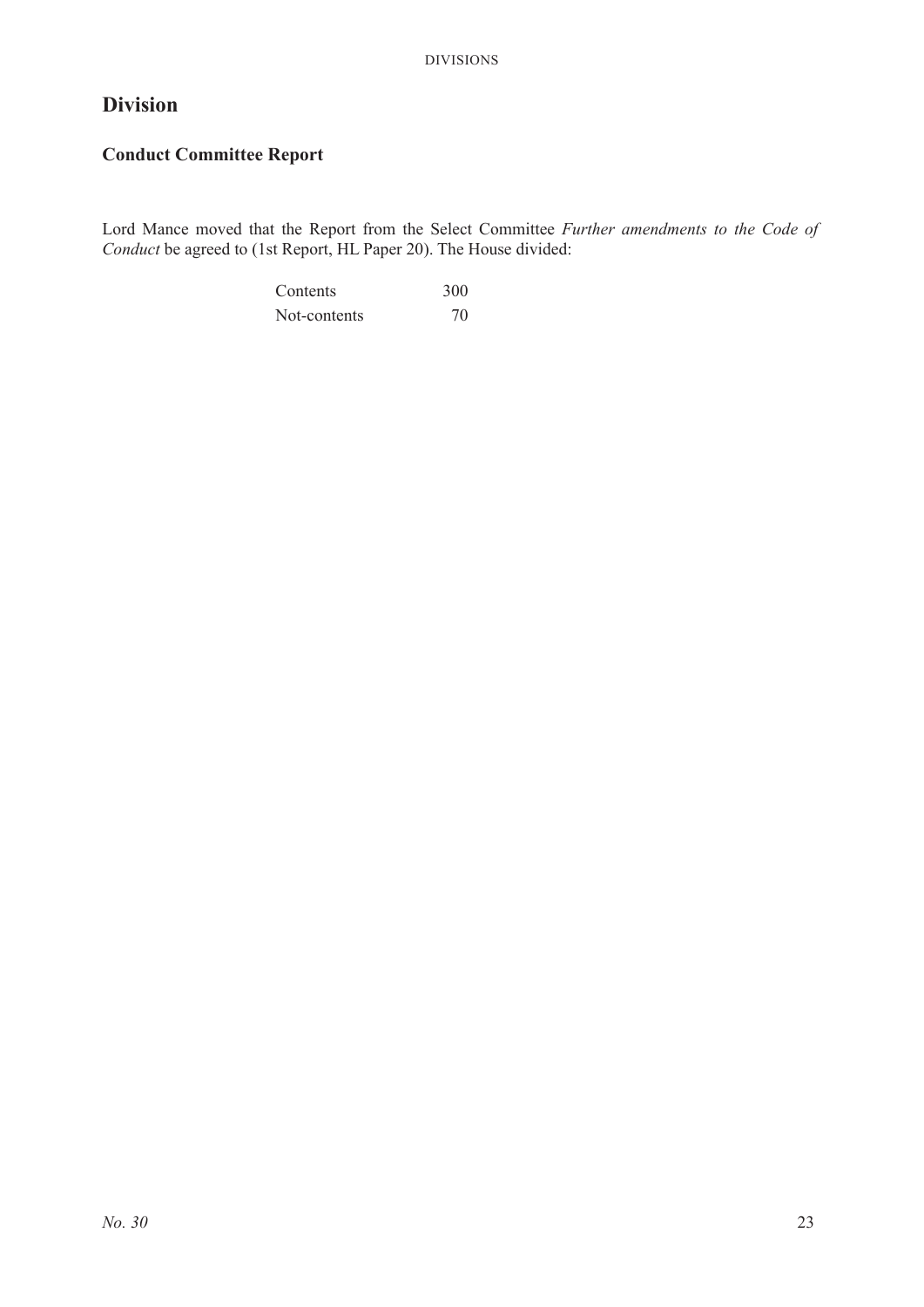## Division

### Conduct Committee Report

Lord Mance moved that the Report from the Select Committee *Further amendments to the Code of Conduct* be agreed to (1st Report, HL Paper 20). The House divided:

| | |
|---|---|
| Contents | 300 |
| Not-contents | 70 |